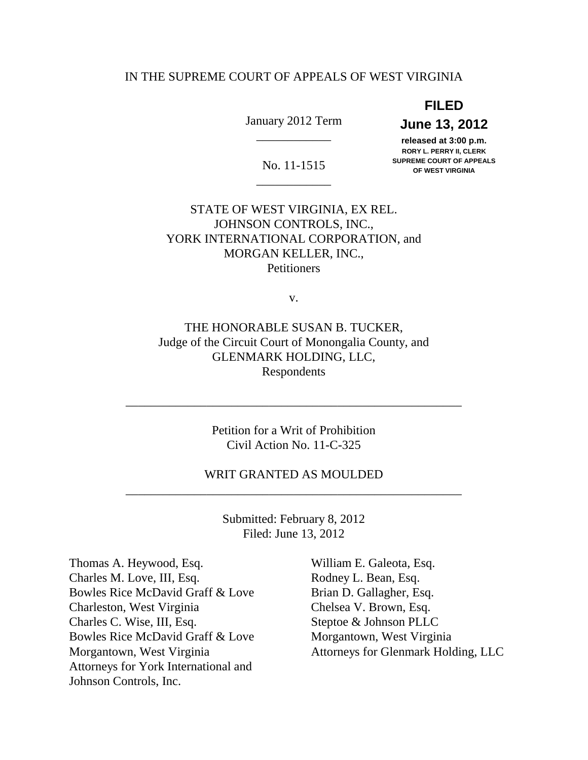IN THE SUPREME COURT OF APPEALS OF WEST VIRGINIA

January 2012 Term

**FILED**
**June 13, 2012**
**released at 3:00 p.m.**
**RORY L. PERRY II, CLERK**
**SUPREME COURT OF APPEALS**
**OF WEST VIRGINIA**

\_\_\_\_\_\_\_\_\_\_\_\_

No. 11-1515

\_\_\_\_\_\_\_\_\_\_\_\_

STATE OF WEST VIRGINIA, EX REL.
JOHNSON CONTROLS, INC.,
YORK INTERNATIONAL CORPORATION, and
MORGAN KELLER, INC.,
Petitioners

v.

THE HONORABLE SUSAN B. TUCKER,
Judge of the Circuit Court of Monongalia County, and
GLENMARK HOLDING, LLC,
Respondents

---

Petition for a Writ of Prohibition
Civil Action No. 11-C-325

WRIT GRANTED AS MOULDED

---

Submitted: February 8, 2012
Filed: June 13, 2012

Thomas A. Heywood, Esq.
Charles M. Love, III, Esq.
Bowles Rice McDavid Graff & Love
Charleston, West Virginia
Charles C. Wise, III, Esq.
Bowles Rice McDavid Graff & Love
Morgantown, West Virginia
Attorneys for York International and
Johnson Controls, Inc.

William E. Galeota, Esq.
Rodney L. Bean, Esq.
Brian D. Gallagher, Esq.
Chelsea V. Brown, Esq.
Steptoe & Johnson PLLC
Morgantown, West Virginia
Attorneys for Glenmark Holding, LLC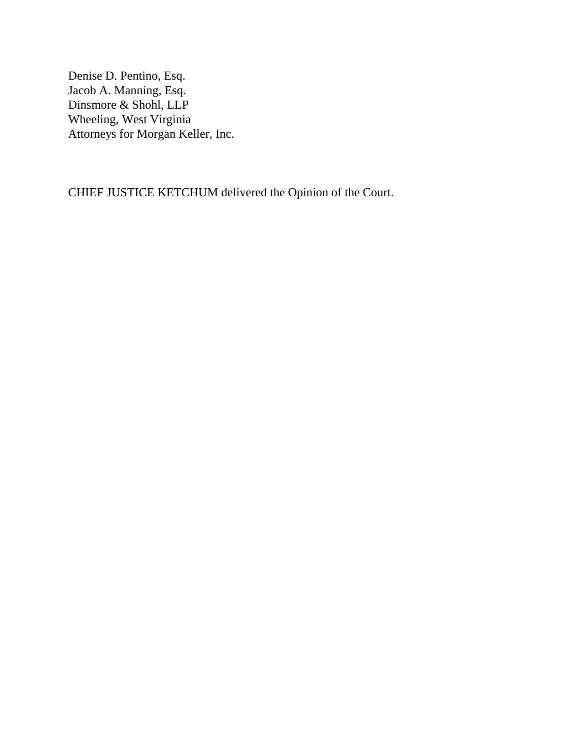Denise D. Pentino, Esq.
Jacob A. Manning, Esq.
Dinsmore & Shohl, LLP
Wheeling, West Virginia
Attorneys for Morgan Keller, Inc.

CHIEF JUSTICE KETCHUM delivered the Opinion of the Court.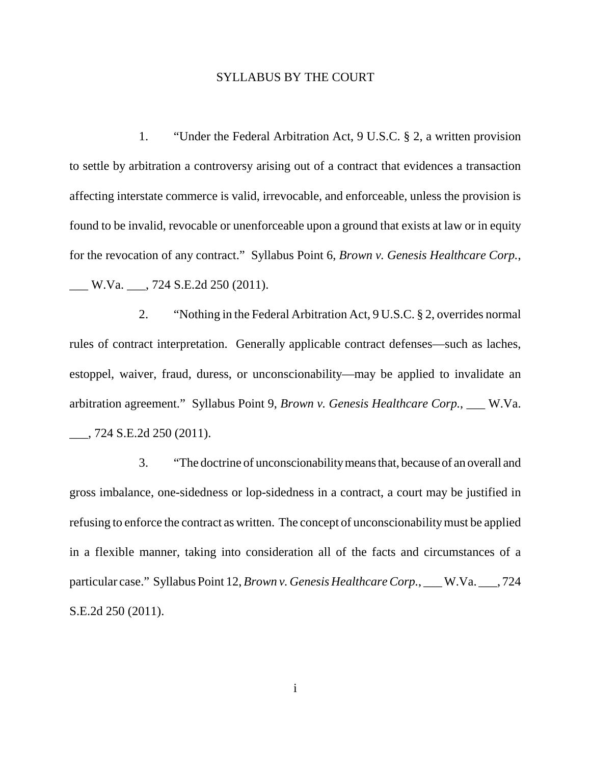# SYLLABUS BY THE COURT

1. "Under the Federal Arbitration Act, 9 U.S.C. § 2, a written provision to settle by arbitration a controversy arising out of a contract that evidences a transaction affecting interstate commerce is valid, irrevocable, and enforceable, unless the provision is found to be invalid, revocable or unenforceable upon a ground that exists at law or in equity for the revocation of any contract." Syllabus Point 6, *Brown v. Genesis Healthcare Corp.*, ___ W.Va. ___, 724 S.E.2d 250 (2011).

2. "Nothing in the Federal Arbitration Act, 9 U.S.C. § 2, overrides normal rules of contract interpretation. Generally applicable contract defenses—such as laches, estoppel, waiver, fraud, duress, or unconscionability—may be applied to invalidate an arbitration agreement." Syllabus Point 9, *Brown v. Genesis Healthcare Corp.*, ___ W.Va. ___, 724 S.E.2d 250 (2011).

3. "The doctrine of unconscionability means that, because of an overall and gross imbalance, one-sidedness or lop-sidedness in a contract, a court may be justified in refusing to enforce the contract as written. The concept of unconscionability must be applied in a flexible manner, taking into consideration all of the facts and circumstances of a particular case." Syllabus Point 12, *Brown v. Genesis Healthcare Corp.*, ___ W.Va. ___, 724 S.E.2d 250 (2011).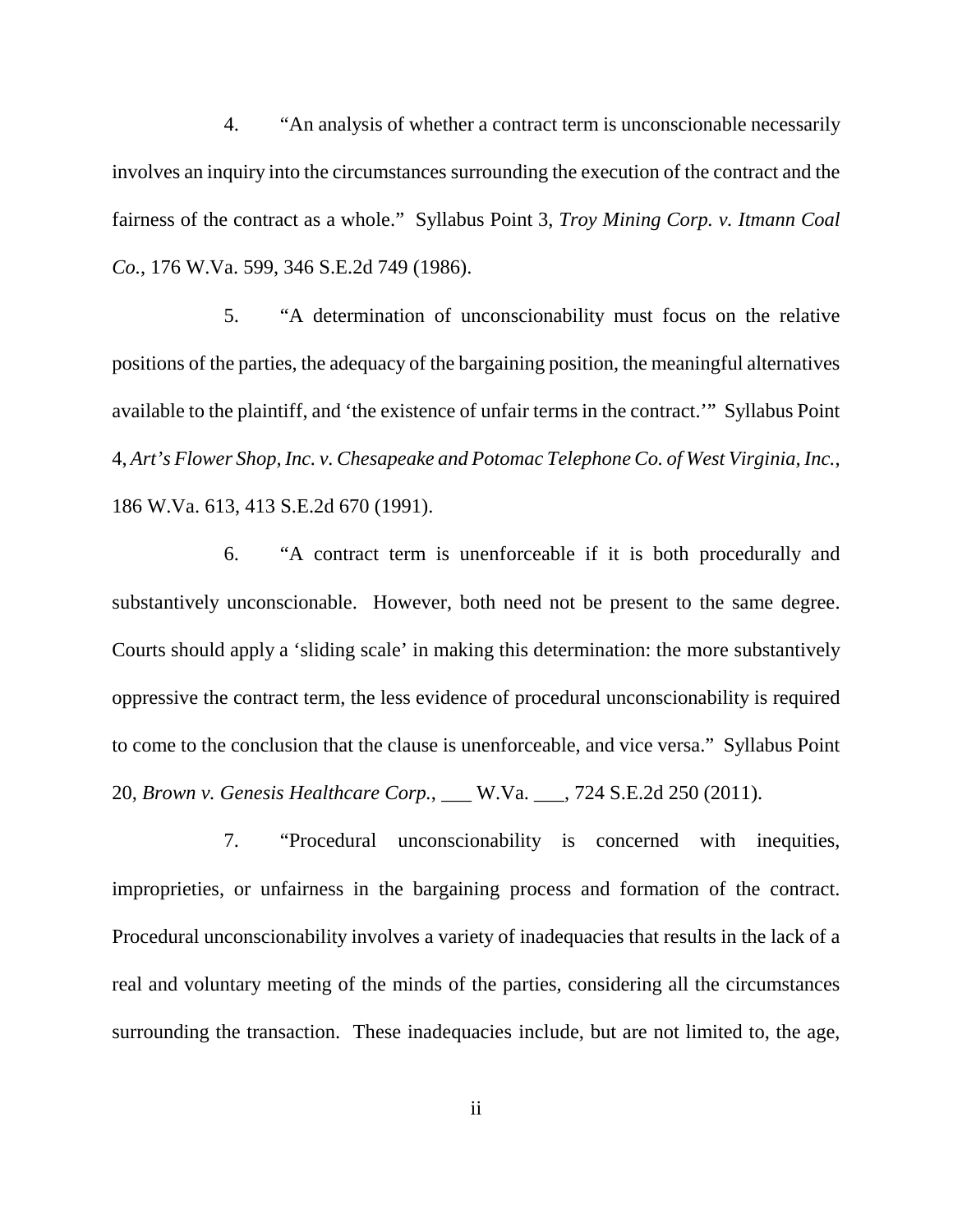4. "An analysis of whether a contract term is unconscionable necessarily involves an inquiry into the circumstances surrounding the execution of the contract and the fairness of the contract as a whole." Syllabus Point 3, *Troy Mining Corp. v. Itmann Coal Co.*, 176 W.Va. 599, 346 S.E.2d 749 (1986).

5. "A determination of unconscionability must focus on the relative positions of the parties, the adequacy of the bargaining position, the meaningful alternatives available to the plaintiff, and 'the existence of unfair terms in the contract.'" Syllabus Point 4, *Art's Flower Shop, Inc. v. Chesapeake and Potomac Telephone Co. of West Virginia, Inc.*, 186 W.Va. 613, 413 S.E.2d 670 (1991).

6. "A contract term is unenforceable if it is both procedurally and substantively unconscionable. However, both need not be present to the same degree. Courts should apply a 'sliding scale' in making this determination: the more substantively oppressive the contract term, the less evidence of procedural unconscionability is required to come to the conclusion that the clause is unenforceable, and vice versa." Syllabus Point 20, *Brown v. Genesis Healthcare Corp.*, ___ W.Va. ___, 724 S.E.2d 250 (2011).

7. "Procedural unconscionability is concerned with inequities, improprieties, or unfairness in the bargaining process and formation of the contract. Procedural unconscionability involves a variety of inadequacies that results in the lack of a real and voluntary meeting of the minds of the parties, considering all the circumstances surrounding the transaction. These inadequacies include, but are not limited to, the age,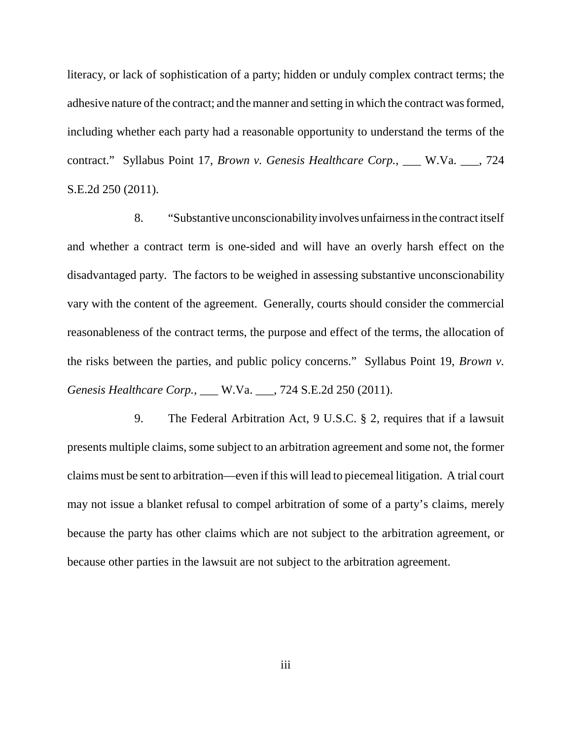literacy, or lack of sophistication of a party; hidden or unduly complex contract terms; the adhesive nature of the contract; and the manner and setting in which the contract was formed, including whether each party had a reasonable opportunity to understand the terms of the contract." Syllabus Point 17, *Brown v. Genesis Healthcare Corp.*, ___ W.Va. ___, 724 S.E.2d 250 (2011).

8. "Substantive unconscionability involves unfairness in the contract itself and whether a contract term is one-sided and will have an overly harsh effect on the disadvantaged party. The factors to be weighed in assessing substantive unconscionability vary with the content of the agreement. Generally, courts should consider the commercial reasonableness of the contract terms, the purpose and effect of the terms, the allocation of the risks between the parties, and public policy concerns." Syllabus Point 19, *Brown v. Genesis Healthcare Corp.*, ___ W.Va. ___, 724 S.E.2d 250 (2011).

9. The Federal Arbitration Act, 9 U.S.C. § 2, requires that if a lawsuit presents multiple claims, some subject to an arbitration agreement and some not, the former claims must be sent to arbitration—even if this will lead to piecemeal litigation. A trial court may not issue a blanket refusal to compel arbitration of some of a party's claims, merely because the party has other claims which are not subject to the arbitration agreement, or because other parties in the lawsuit are not subject to the arbitration agreement.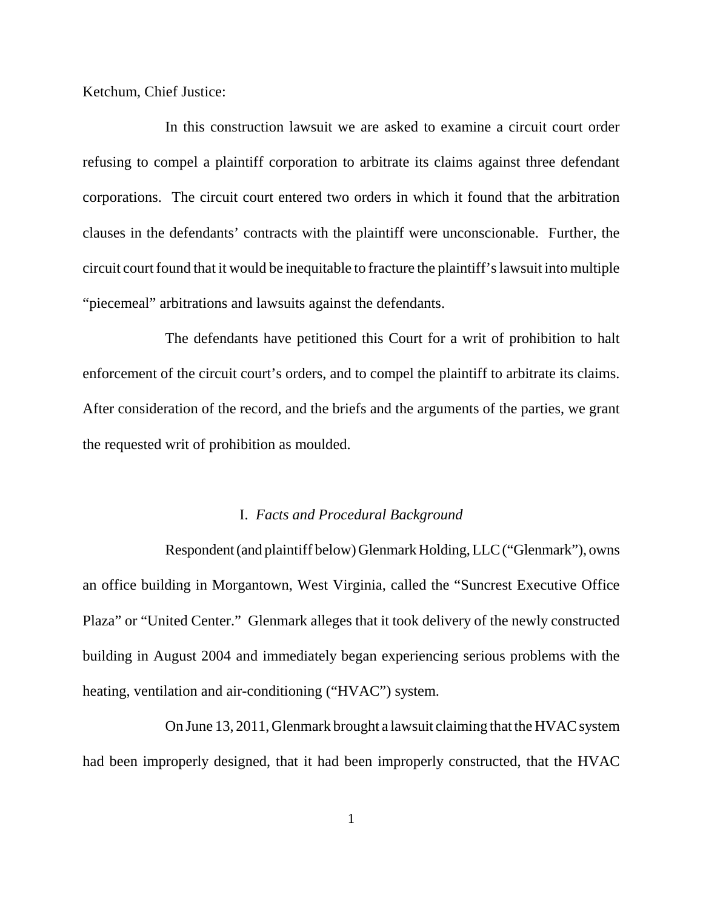Ketchum, Chief Justice:

In this construction lawsuit we are asked to examine a circuit court order refusing to compel a plaintiff corporation to arbitrate its claims against three defendant corporations. The circuit court entered two orders in which it found that the arbitration clauses in the defendants' contracts with the plaintiff were unconscionable. Further, the circuit court found that it would be inequitable to fracture the plaintiff's lawsuit into multiple "piecemeal" arbitrations and lawsuits against the defendants.

The defendants have petitioned this Court for a writ of prohibition to halt enforcement of the circuit court's orders, and to compel the plaintiff to arbitrate its claims. After consideration of the record, and the briefs and the arguments of the parties, we grant the requested writ of prohibition as moulded.

## I. *Facts and Procedural Background*

Respondent (and plaintiff below) Glenmark Holding, LLC ("Glenmark"), owns an office building in Morgantown, West Virginia, called the "Suncrest Executive Office Plaza" or "United Center." Glenmark alleges that it took delivery of the newly constructed building in August 2004 and immediately began experiencing serious problems with the heating, ventilation and air-conditioning ("HVAC") system.

On June 13, 2011, Glenmark brought a lawsuit claiming that the HVAC system had been improperly designed, that it had been improperly constructed, that the HVAC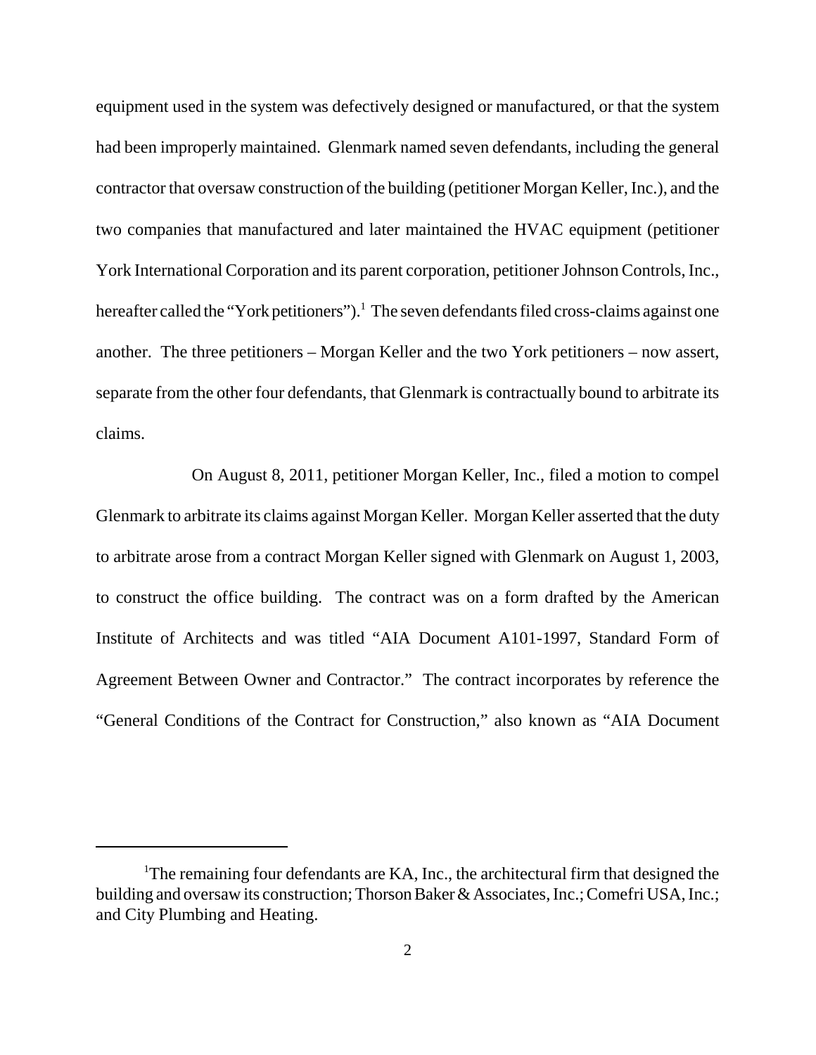equipment used in the system was defectively designed or manufactured, or that the system had been improperly maintained. Glenmark named seven defendants, including the general contractor that oversaw construction of the building (petitioner Morgan Keller, Inc.), and the two companies that manufactured and later maintained the HVAC equipment (petitioner York International Corporation and its parent corporation, petitioner Johnson Controls, Inc., hereafter called the "York petitioners").[1] The seven defendants filed cross-claims against one another. The three petitioners – Morgan Keller and the two York petitioners – now assert, separate from the other four defendants, that Glenmark is contractually bound to arbitrate its claims.

On August 8, 2011, petitioner Morgan Keller, Inc., filed a motion to compel Glenmark to arbitrate its claims against Morgan Keller. Morgan Keller asserted that the duty to arbitrate arose from a contract Morgan Keller signed with Glenmark on August 1, 2003, to construct the office building. The contract was on a form drafted by the American Institute of Architects and was titled "AIA Document A101-1997, Standard Form of Agreement Between Owner and Contractor." The contract incorporates by reference the "General Conditions of the Contract for Construction," also known as "AIA Document

---

[1] The remaining four defendants are KA, Inc., the architectural firm that designed the building and oversaw its construction; Thorson Baker & Associates, Inc.; Comefri USA, Inc.; and City Plumbing and Heating.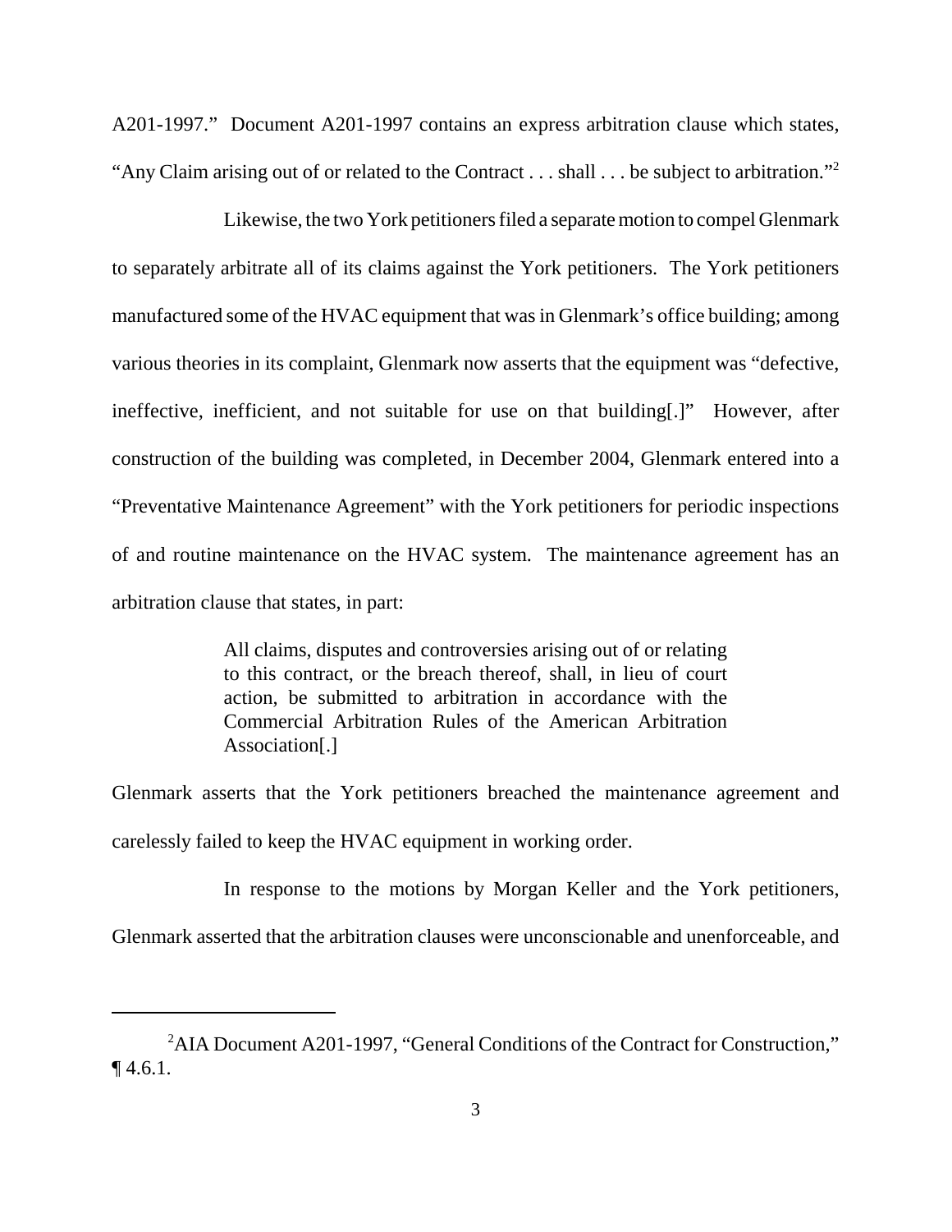A201-1997." Document A201-1997 contains an express arbitration clause which states, "Any Claim arising out of or related to the Contract . . . shall . . . be subject to arbitration."[2]

Likewise, the two York petitioners filed a separate motion to compel Glenmark to separately arbitrate all of its claims against the York petitioners. The York petitioners manufactured some of the HVAC equipment that was in Glenmark's office building; among various theories in its complaint, Glenmark now asserts that the equipment was "defective, ineffective, inefficient, and not suitable for use on that building[.]" However, after construction of the building was completed, in December 2004, Glenmark entered into a "Preventative Maintenance Agreement" with the York petitioners for periodic inspections of and routine maintenance on the HVAC system. The maintenance agreement has an arbitration clause that states, in part:

> All claims, disputes and controversies arising out of or relating to this contract, or the breach thereof, shall, in lieu of court action, be submitted to arbitration in accordance with the Commercial Arbitration Rules of the American Arbitration Association[.]

Glenmark asserts that the York petitioners breached the maintenance agreement and carelessly failed to keep the HVAC equipment in working order.

In response to the motions by Morgan Keller and the York petitioners, Glenmark asserted that the arbitration clauses were unconscionable and unenforceable, and

---

[2] AIA Document A201-1997, "General Conditions of the Contract for Construction," ¶ 4.6.1.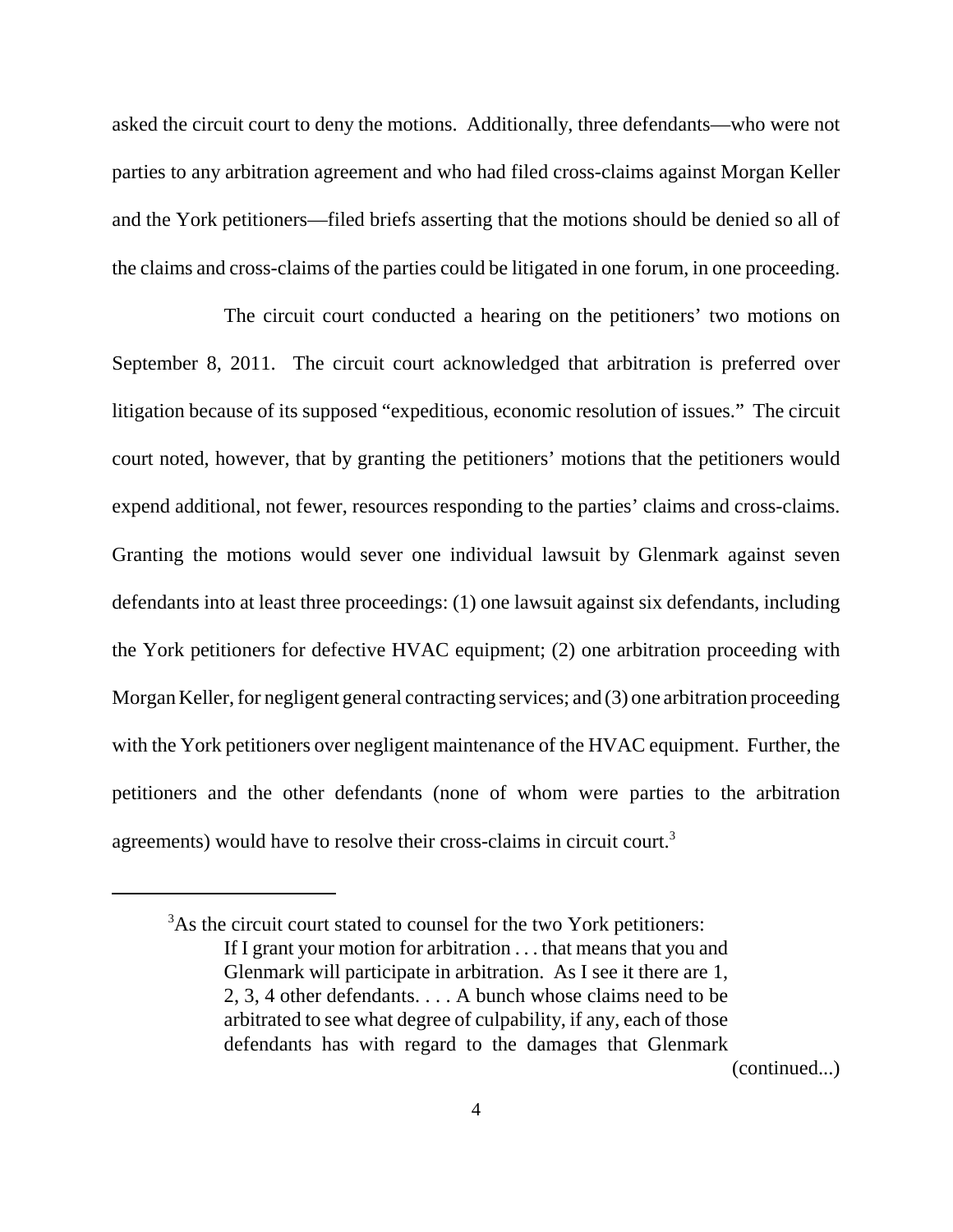asked the circuit court to deny the motions. Additionally, three defendants—who were not parties to any arbitration agreement and who had filed cross-claims against Morgan Keller and the York petitioners—filed briefs asserting that the motions should be denied so all of the claims and cross-claims of the parties could be litigated in one forum, in one proceeding.

The circuit court conducted a hearing on the petitioners' two motions on September 8, 2011. The circuit court acknowledged that arbitration is preferred over litigation because of its supposed "expeditious, economic resolution of issues." The circuit court noted, however, that by granting the petitioners' motions that the petitioners would expend additional, not fewer, resources responding to the parties' claims and cross-claims. Granting the motions would sever one individual lawsuit by Glenmark against seven defendants into at least three proceedings: (1) one lawsuit against six defendants, including the York petitioners for defective HVAC equipment; (2) one arbitration proceeding with Morgan Keller, for negligent general contracting services; and (3) one arbitration proceeding with the York petitioners over negligent maintenance of the HVAC equipment. Further, the petitioners and the other defendants (none of whom were parties to the arbitration agreements) would have to resolve their cross-claims in circuit court.[3]

---

[3]As the circuit court stated to counsel for the two York petitioners:

> If I grant your motion for arbitration . . . that means that you and Glenmark will participate in arbitration. As I see it there are 1, 2, 3, 4 other defendants. . . . A bunch whose claims need to be arbitrated to see what degree of culpability, if any, each of those defendants has with regard to the damages that Glenmark

(continued...)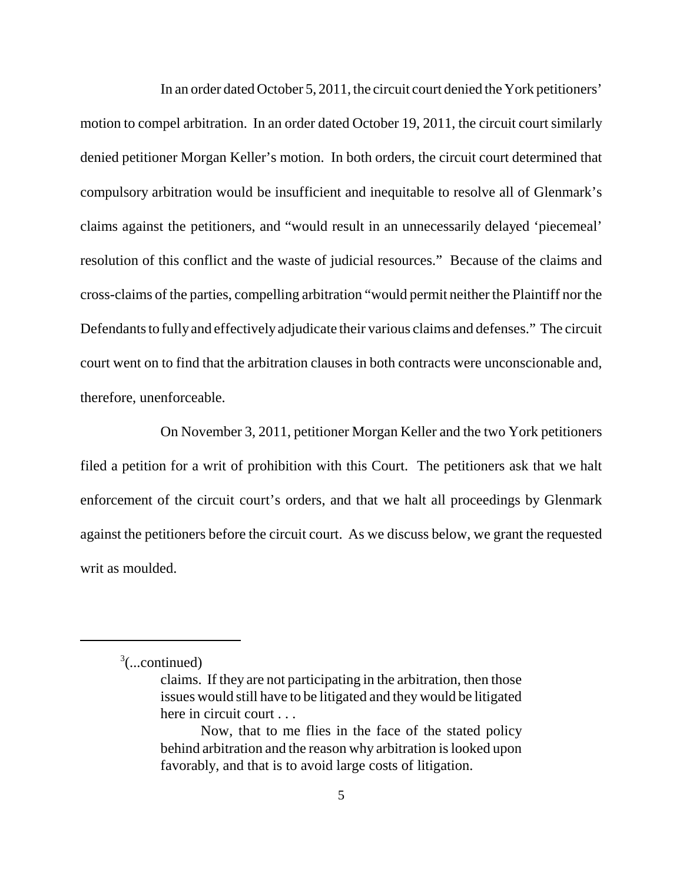In an order dated October 5, 2011, the circuit court denied the York petitioners' motion to compel arbitration. In an order dated October 19, 2011, the circuit court similarly denied petitioner Morgan Keller's motion. In both orders, the circuit court determined that compulsory arbitration would be insufficient and inequitable to resolve all of Glenmark's claims against the petitioners, and "would result in an unnecessarily delayed 'piecemeal' resolution of this conflict and the waste of judicial resources." Because of the claims and cross-claims of the parties, compelling arbitration "would permit neither the Plaintiff nor the Defendants to fully and effectively adjudicate their various claims and defenses." The circuit court went on to find that the arbitration clauses in both contracts were unconscionable and, therefore, unenforceable.

On November 3, 2011, petitioner Morgan Keller and the two York petitioners filed a petition for a writ of prohibition with this Court. The petitioners ask that we halt enforcement of the circuit court's orders, and that we halt all proceedings by Glenmark against the petitioners before the circuit court. As we discuss below, we grant the requested writ as moulded.

---

[3](...continued)

> claims. If they are not participating in the arbitration, then those issues would still have to be litigated and they would be litigated here in circuit court . . .
>
> Now, that to me flies in the face of the stated policy behind arbitration and the reason why arbitration is looked upon favorably, and that is to avoid large costs of litigation.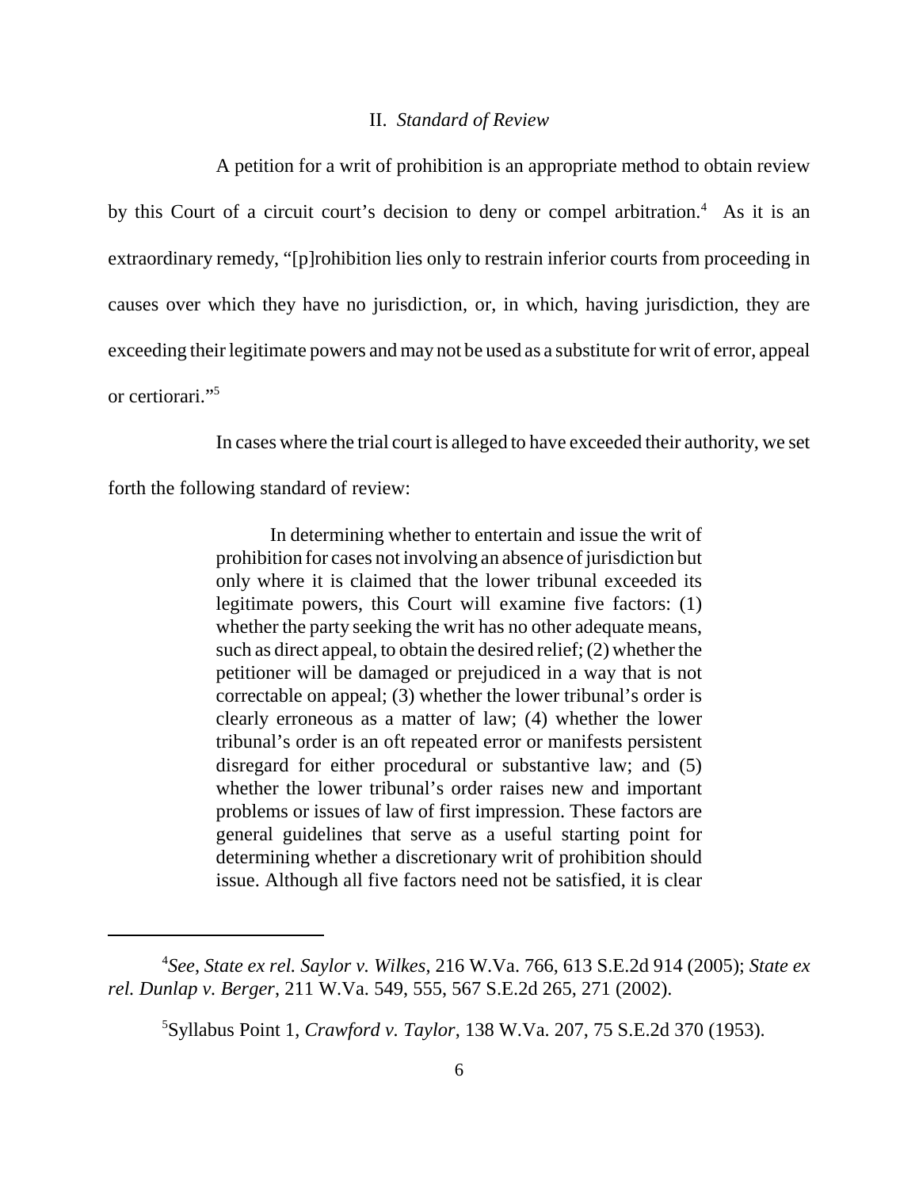## II. *Standard of Review*

A petition for a writ of prohibition is an appropriate method to obtain review by this Court of a circuit court's decision to deny or compel arbitration.[4] As it is an extraordinary remedy, "[p]rohibition lies only to restrain inferior courts from proceeding in causes over which they have no jurisdiction, or, in which, having jurisdiction, they are exceeding their legitimate powers and may not be used as a substitute for writ of error, appeal or certiorari."[5]

In cases where the trial court is alleged to have exceeded their authority, we set forth the following standard of review:

> In determining whether to entertain and issue the writ of prohibition for cases not involving an absence of jurisdiction but only where it is claimed that the lower tribunal exceeded its legitimate powers, this Court will examine five factors: (1) whether the party seeking the writ has no other adequate means, such as direct appeal, to obtain the desired relief; (2) whether the petitioner will be damaged or prejudiced in a way that is not correctable on appeal; (3) whether the lower tribunal's order is clearly erroneous as a matter of law; (4) whether the lower tribunal's order is an oft repeated error or manifests persistent disregard for either procedural or substantive law; and (5) whether the lower tribunal's order raises new and important problems or issues of law of first impression. These factors are general guidelines that serve as a useful starting point for determining whether a discretionary writ of prohibition should issue. Although all five factors need not be satisfied, it is clear

---

[4] *See*, *State ex rel. Saylor v. Wilkes*, 216 W.Va. 766, 613 S.E.2d 914 (2005); *State ex rel. Dunlap v. Berger*, 211 W.Va. 549, 555, 567 S.E.2d 265, 271 (2002).

[5] Syllabus Point 1, *Crawford v. Taylor*, 138 W.Va. 207, 75 S.E.2d 370 (1953).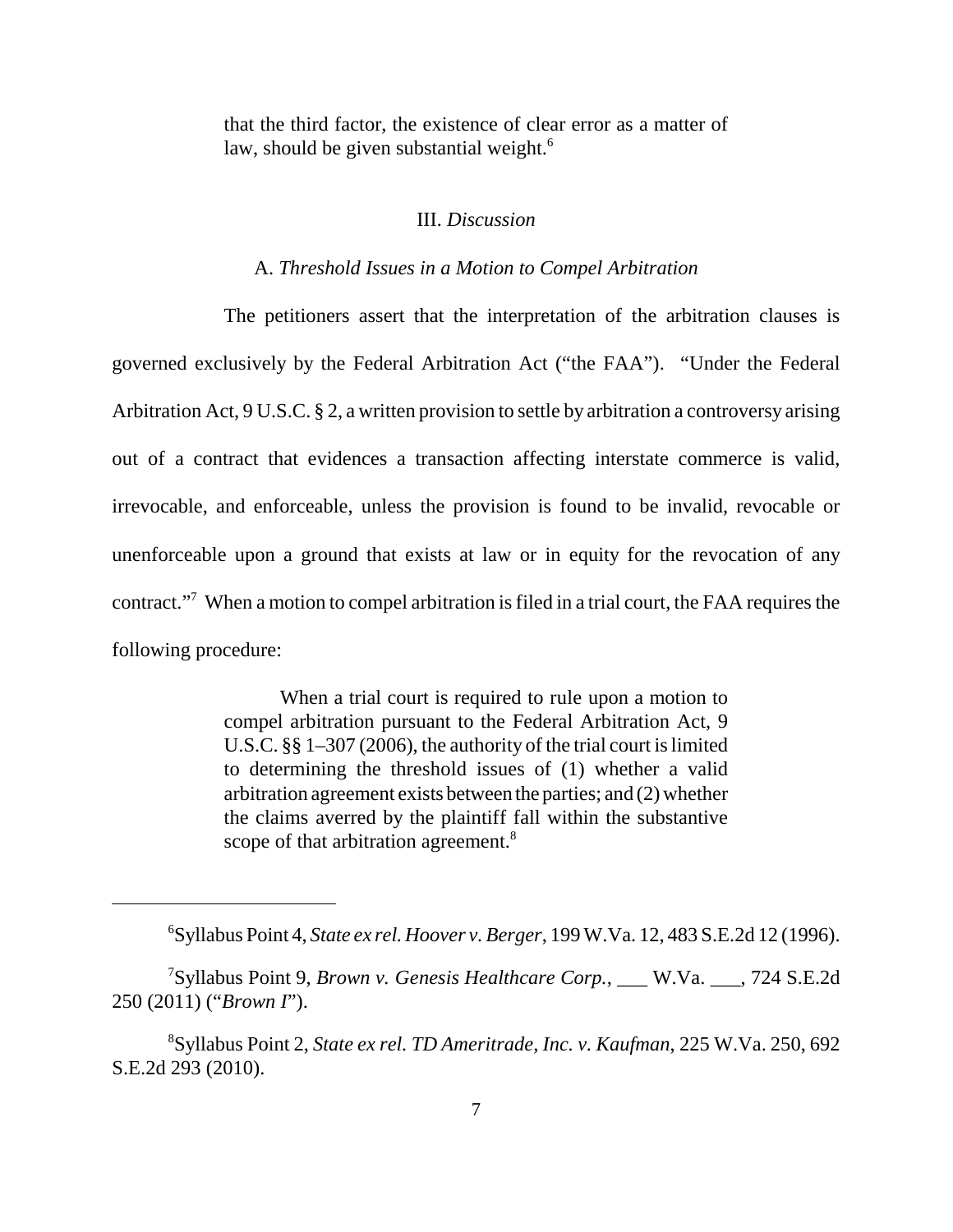that the third factor, the existence of clear error as a matter of law, should be given substantial weight.[6]

### III. *Discussion*

#### A. *Threshold Issues in a Motion to Compel Arbitration*

The petitioners assert that the interpretation of the arbitration clauses is governed exclusively by the Federal Arbitration Act ("the FAA"). "Under the Federal Arbitration Act, 9 U.S.C. § 2, a written provision to settle by arbitration a controversy arising out of a contract that evidences a transaction affecting interstate commerce is valid, irrevocable, and enforceable, unless the provision is found to be invalid, revocable or unenforceable upon a ground that exists at law or in equity for the revocation of any contract."[7] When a motion to compel arbitration is filed in a trial court, the FAA requires the following procedure:

> When a trial court is required to rule upon a motion to compel arbitration pursuant to the Federal Arbitration Act, 9 U.S.C. §§ 1–307 (2006), the authority of the trial court is limited to determining the threshold issues of (1) whether a valid arbitration agreement exists between the parties; and (2) whether the claims averred by the plaintiff fall within the substantive scope of that arbitration agreement.[8]

---

[6] Syllabus Point 4, *State ex rel. Hoover v. Berger*, 199 W.Va. 12, 483 S.E.2d 12 (1996).

[7] Syllabus Point 9, *Brown v. Genesis Healthcare Corp.*, ___ W.Va. ___, 724 S.E.2d 250 (2011) ("*Brown I*").

[8] Syllabus Point 2, *State ex rel. TD Ameritrade, Inc. v. Kaufman*, 225 W.Va. 250, 692 S.E.2d 293 (2010).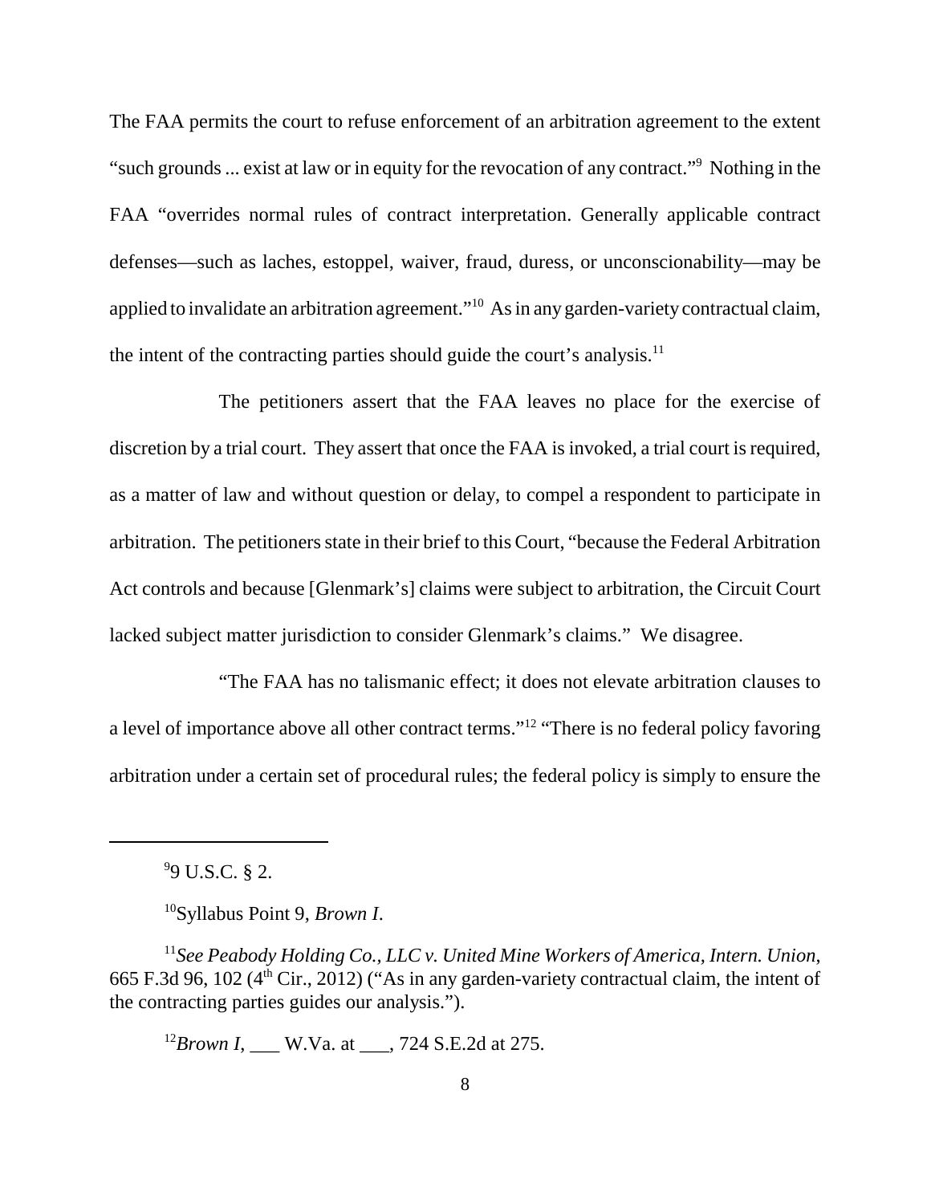The FAA permits the court to refuse enforcement of an arbitration agreement to the extent "such grounds ... exist at law or in equity for the revocation of any contract."[9] Nothing in the FAA "overrides normal rules of contract interpretation. Generally applicable contract defenses—such as laches, estoppel, waiver, fraud, duress, or unconscionability—may be applied to invalidate an arbitration agreement."[10] As in any garden-variety contractual claim, the intent of the contracting parties should guide the court's analysis.[11]

The petitioners assert that the FAA leaves no place for the exercise of discretion by a trial court. They assert that once the FAA is invoked, a trial court is required, as a matter of law and without question or delay, to compel a respondent to participate in arbitration. The petitioners state in their brief to this Court, "because the Federal Arbitration Act controls and because [Glenmark's] claims were subject to arbitration, the Circuit Court lacked subject matter jurisdiction to consider Glenmark's claims." We disagree.

"The FAA has no talismanic effect; it does not elevate arbitration clauses to a level of importance above all other contract terms."[12] "There is no federal policy favoring arbitration under a certain set of procedural rules; the federal policy is simply to ensure the

---

[9] 9 U.S.C. § 2.

[10] Syllabus Point 9, *Brown I*.

[11] *See Peabody Holding Co., LLC v. United Mine Workers of America, Intern. Union*, 665 F.3d 96, 102 (4th Cir., 2012) ("As in any garden-variety contractual claim, the intent of the contracting parties guides our analysis.").

[12] *Brown I*, ___ W.Va. at ___, 724 S.E.2d at 275.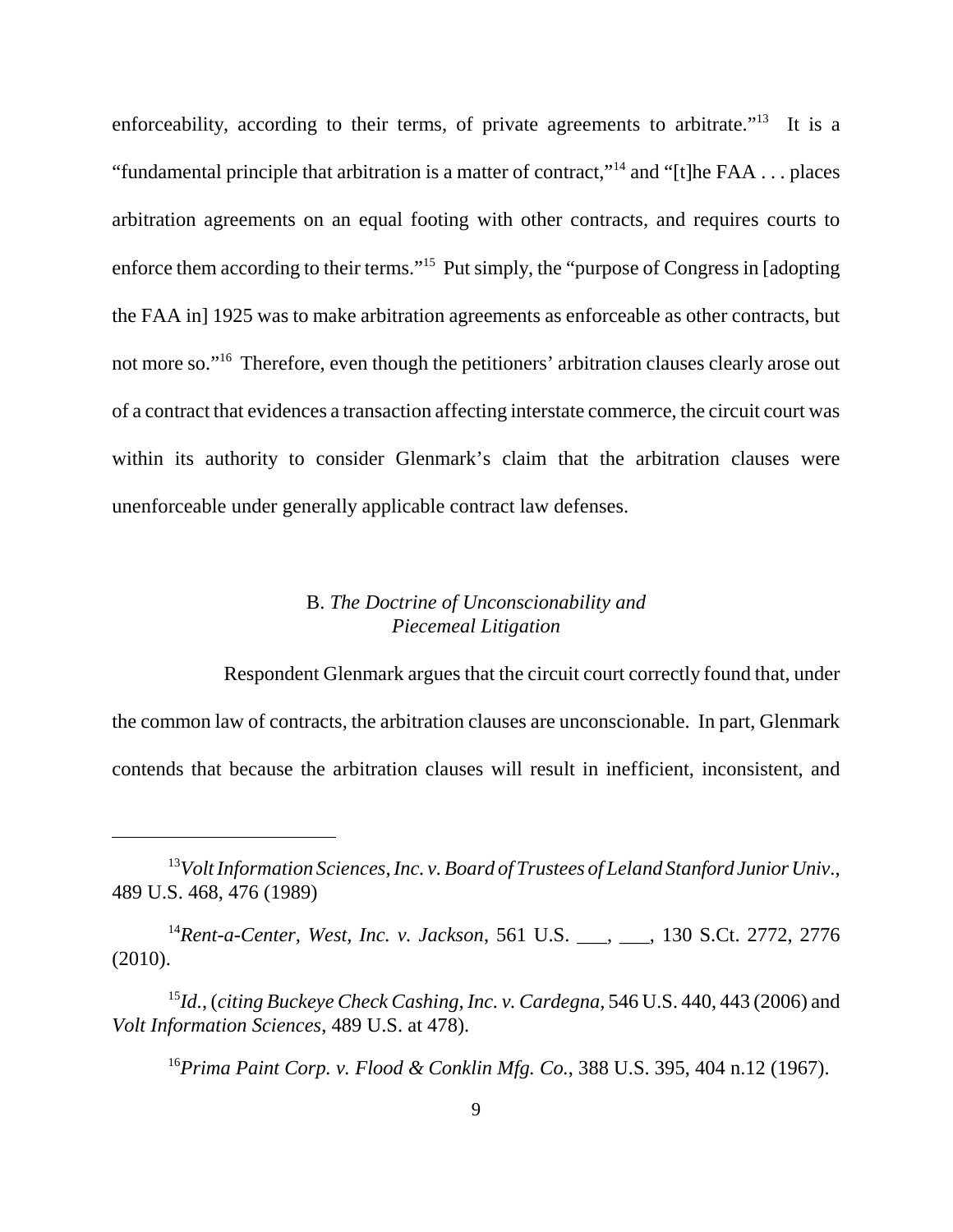enforceability, according to their terms, of private agreements to arbitrate."[13] It is a "fundamental principle that arbitration is a matter of contract,"[14] and "[t]he FAA . . . places arbitration agreements on an equal footing with other contracts, and requires courts to enforce them according to their terms."[15] Put simply, the "purpose of Congress in [adopting the FAA in] 1925 was to make arbitration agreements as enforceable as other contracts, but not more so."[16] Therefore, even though the petitioners' arbitration clauses clearly arose out of a contract that evidences a transaction affecting interstate commerce, the circuit court was within its authority to consider Glenmark's claim that the arbitration clauses were unenforceable under generally applicable contract law defenses.

### B. *The Doctrine of Unconscionability and Piecemeal Litigation*

Respondent Glenmark argues that the circuit court correctly found that, under the common law of contracts, the arbitration clauses are unconscionable. In part, Glenmark contends that because the arbitration clauses will result in inefficient, inconsistent, and

---

[13] *Volt Information Sciences, Inc. v. Board of Trustees of Leland Stanford Junior Univ.*, 489 U.S. 468, 476 (1989)

[14] *Rent-a-Center, West, Inc. v. Jackson*, 561 U.S. ___, ___, 130 S.Ct. 2772, 2776 (2010).

[15] *Id.*, (*citing Buckeye Check Cashing, Inc. v. Cardegna*, 546 U.S. 440, 443 (2006) and *Volt Information Sciences*, 489 U.S. at 478).

[16] *Prima Paint Corp. v. Flood & Conklin Mfg. Co.*, 388 U.S. 395, 404 n.12 (1967).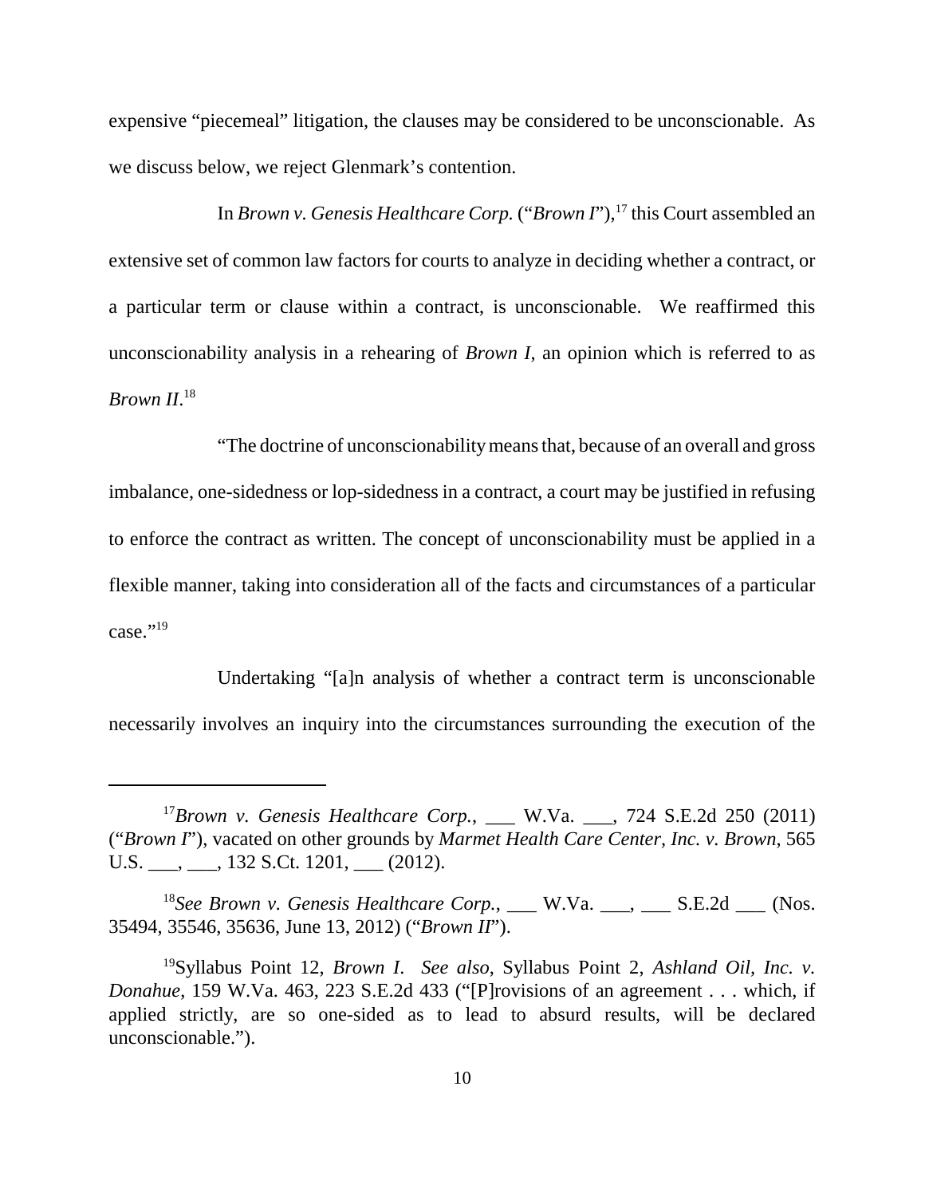expensive "piecemeal" litigation, the clauses may be considered to be unconscionable. As we discuss below, we reject Glenmark's contention.

In *Brown v. Genesis Healthcare Corp.* ("*Brown I*"),[17] this Court assembled an extensive set of common law factors for courts to analyze in deciding whether a contract, or a particular term or clause within a contract, is unconscionable. We reaffirmed this unconscionability analysis in a rehearing of *Brown I*, an opinion which is referred to as *Brown II*.[18]

"The doctrine of unconscionability means that, because of an overall and gross imbalance, one-sidedness or lop-sidedness in a contract, a court may be justified in refusing to enforce the contract as written. The concept of unconscionability must be applied in a flexible manner, taking into consideration all of the facts and circumstances of a particular case."[19]

Undertaking "[a]n analysis of whether a contract term is unconscionable necessarily involves an inquiry into the circumstances surrounding the execution of the

---

[17]*Brown v. Genesis Healthcare Corp.*, ___ W.Va. ___, 724 S.E.2d 250 (2011) ("*Brown I*"), vacated on other grounds by *Marmet Health Care Center, Inc. v. Brown*, 565 U.S. ___, ___, 132 S.Ct. 1201, ___ (2012).

[18]*See Brown v. Genesis Healthcare Corp.*, ___ W.Va. ___, ___ S.E.2d ___ (Nos. 35494, 35546, 35636, June 13, 2012) ("*Brown II*").

[19]Syllabus Point 12, *Brown I*. *See also*, Syllabus Point 2, *Ashland Oil, Inc. v. Donahue*, 159 W.Va. 463, 223 S.E.2d 433 ("[P]rovisions of an agreement . . . which, if applied strictly, are so one-sided as to lead to absurd results, will be declared unconscionable.").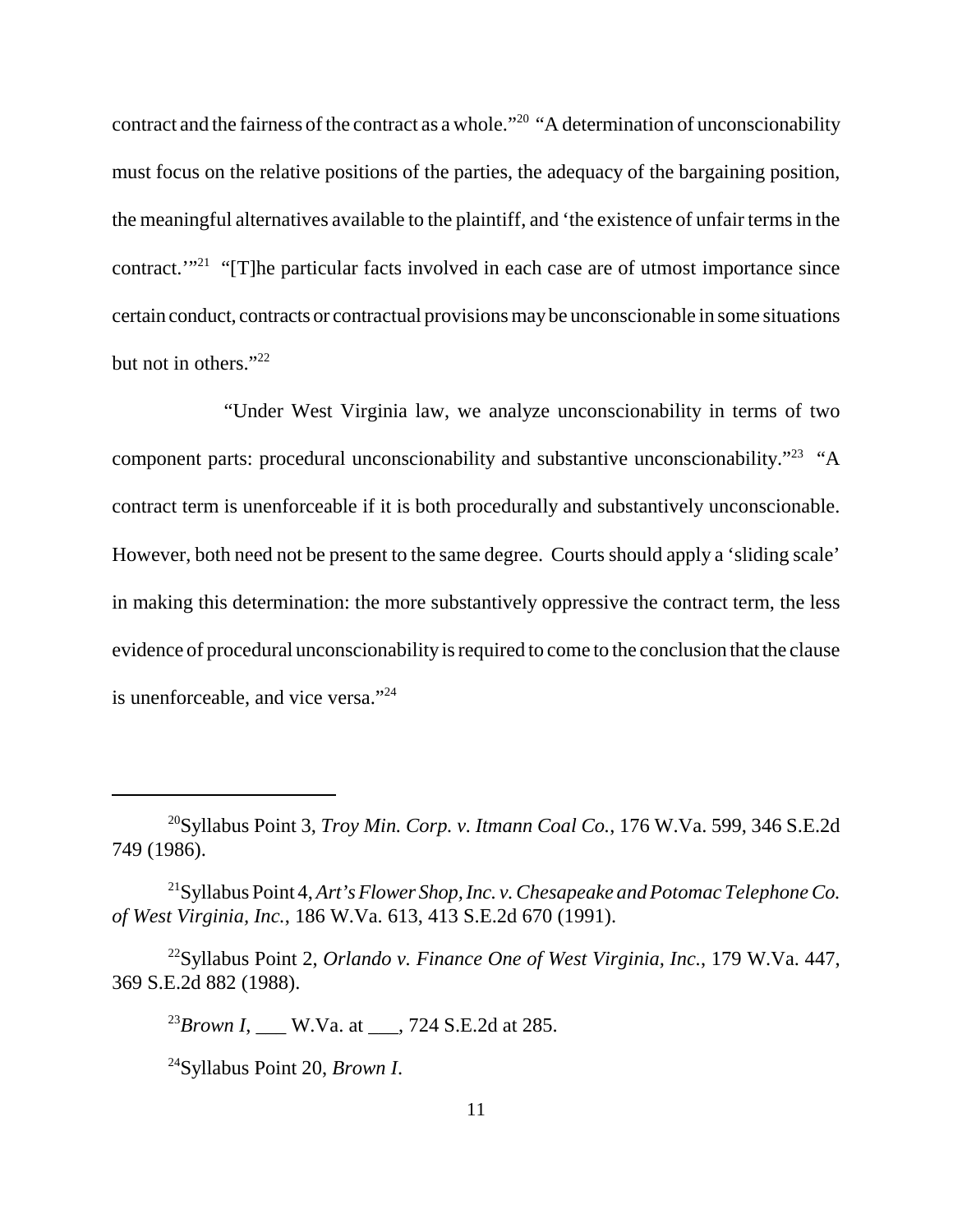contract and the fairness of the contract as a whole."[20] "A determination of unconscionability must focus on the relative positions of the parties, the adequacy of the bargaining position, the meaningful alternatives available to the plaintiff, and 'the existence of unfair terms in the contract.'"[21] "[T]he particular facts involved in each case are of utmost importance since certain conduct, contracts or contractual provisions may be unconscionable in some situations but not in others."[22]

"Under West Virginia law, we analyze unconscionability in terms of two component parts: procedural unconscionability and substantive unconscionability."[23] "A contract term is unenforceable if it is both procedurally and substantively unconscionable. However, both need not be present to the same degree. Courts should apply a 'sliding scale' in making this determination: the more substantively oppressive the contract term, the less evidence of procedural unconscionability is required to come to the conclusion that the clause is unenforceable, and vice versa."[24]

---

[20] Syllabus Point 3, *Troy Min. Corp. v. Itmann Coal Co.*, 176 W.Va. 599, 346 S.E.2d 749 (1986).

[21] Syllabus Point 4, *Art's Flower Shop, Inc. v. Chesapeake and Potomac Telephone Co. of West Virginia, Inc.*, 186 W.Va. 613, 413 S.E.2d 670 (1991).

[22] Syllabus Point 2, *Orlando v. Finance One of West Virginia, Inc.*, 179 W.Va. 447, 369 S.E.2d 882 (1988).

[23] *Brown I*, ___ W.Va. at ___, 724 S.E.2d at 285.

[24] Syllabus Point 20, *Brown I*.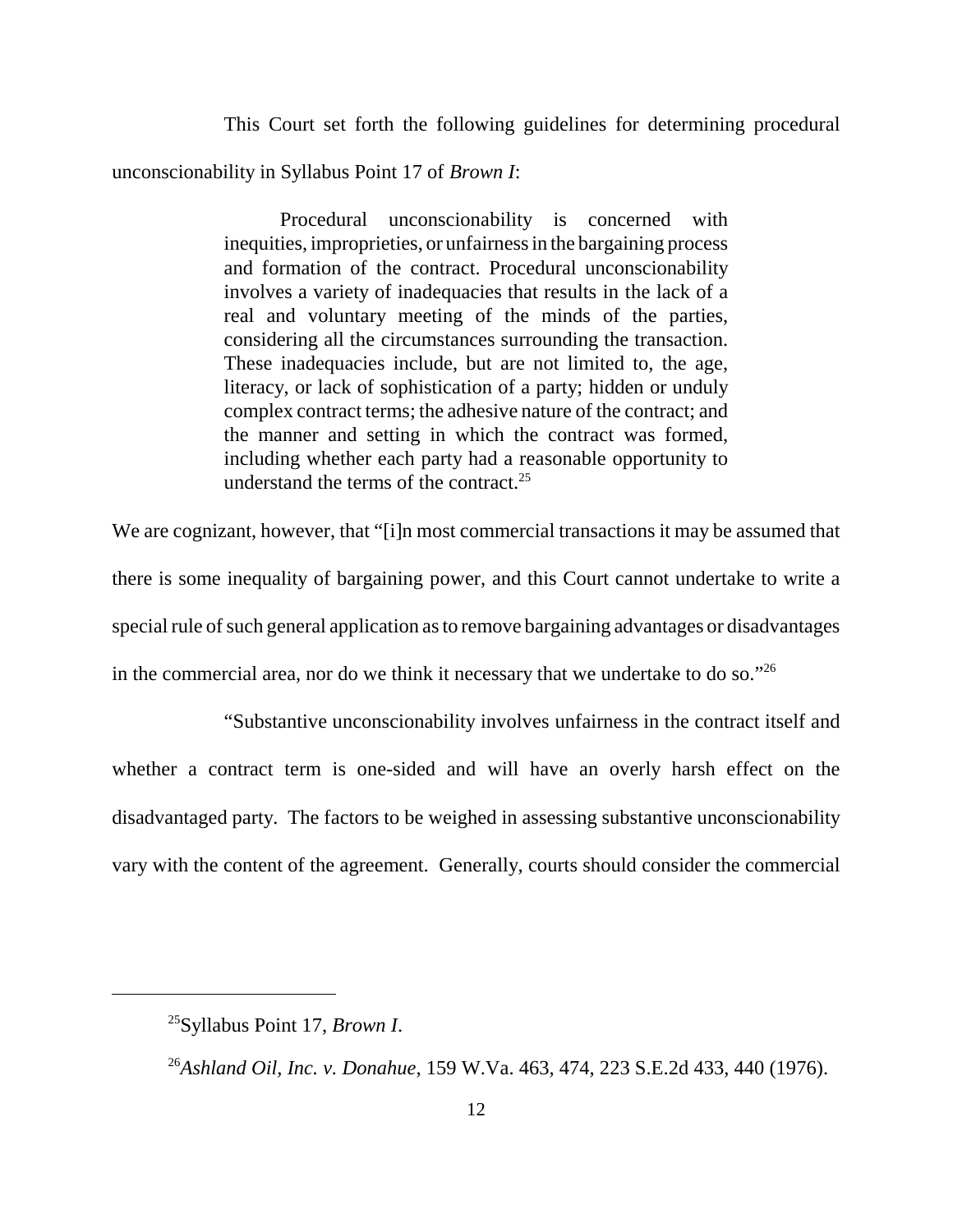This Court set forth the following guidelines for determining procedural unconscionability in Syllabus Point 17 of *Brown I*:

> Procedural unconscionability is concerned with inequities, improprieties, or unfairness in the bargaining process and formation of the contract. Procedural unconscionability involves a variety of inadequacies that results in the lack of a real and voluntary meeting of the minds of the parties, considering all the circumstances surrounding the transaction. These inadequacies include, but are not limited to, the age, literacy, or lack of sophistication of a party; hidden or unduly complex contract terms; the adhesive nature of the contract; and the manner and setting in which the contract was formed, including whether each party had a reasonable opportunity to understand the terms of the contract.[25]

We are cognizant, however, that "[i]n most commercial transactions it may be assumed that there is some inequality of bargaining power, and this Court cannot undertake to write a special rule of such general application as to remove bargaining advantages or disadvantages in the commercial area, nor do we think it necessary that we undertake to do so."[26]

"Substantive unconscionability involves unfairness in the contract itself and whether a contract term is one-sided and will have an overly harsh effect on the disadvantaged party. The factors to be weighed in assessing substantive unconscionability vary with the content of the agreement. Generally, courts should consider the commercial

---

[25] Syllabus Point 17, *Brown I*.

[26] *Ashland Oil, Inc. v. Donahue*, 159 W.Va. 463, 474, 223 S.E.2d 433, 440 (1976).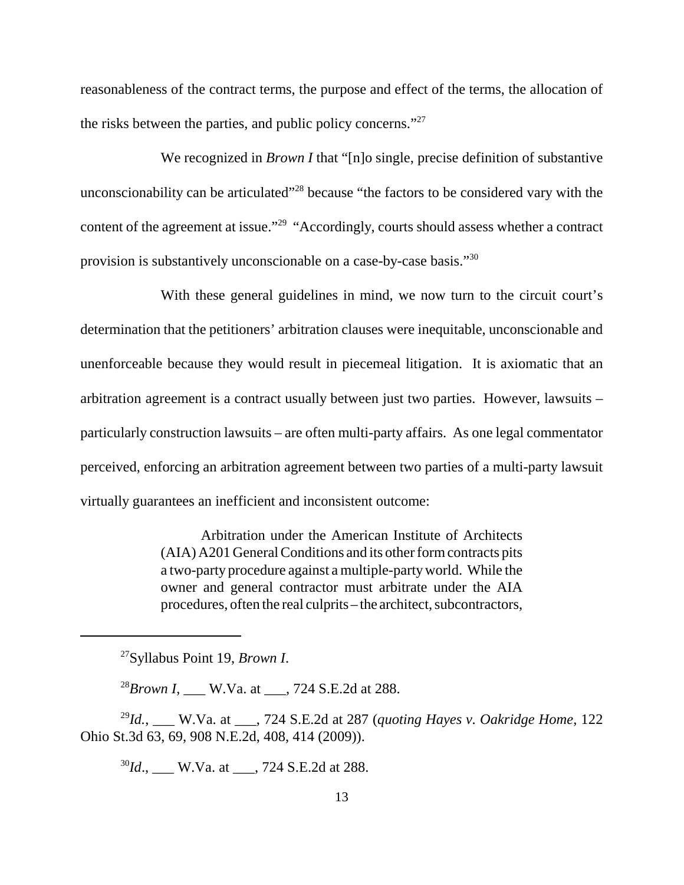reasonableness of the contract terms, the purpose and effect of the terms, the allocation of the risks between the parties, and public policy concerns."[27]

We recognized in *Brown I* that "[n]o single, precise definition of substantive unconscionability can be articulated"[28] because "the factors to be considered vary with the content of the agreement at issue."[29] "Accordingly, courts should assess whether a contract provision is substantively unconscionable on a case-by-case basis."[30]

With these general guidelines in mind, we now turn to the circuit court's determination that the petitioners' arbitration clauses were inequitable, unconscionable and unenforceable because they would result in piecemeal litigation. It is axiomatic that an arbitration agreement is a contract usually between just two parties. However, lawsuits – particularly construction lawsuits – are often multi-party affairs. As one legal commentator perceived, enforcing an arbitration agreement between two parties of a multi-party lawsuit virtually guarantees an inefficient and inconsistent outcome:

> Arbitration under the American Institute of Architects (AIA) A201 General Conditions and its other form contracts pits a two-party procedure against a multiple-party world. While the owner and general contractor must arbitrate under the AIA procedures, often the real culprits – the architect, subcontractors,

---

[27] Syllabus Point 19, *Brown I*.

[28] *Brown I*, ___ W.Va. at ___, 724 S.E.2d at 288.

[29] *Id.*, ___ W.Va. at ___, 724 S.E.2d at 287 (*quoting Hayes v. Oakridge Home*, 122 Ohio St.3d 63, 69, 908 N.E.2d, 408, 414 (2009)).

[30] *Id.*, ___ W.Va. at ___, 724 S.E.2d at 288.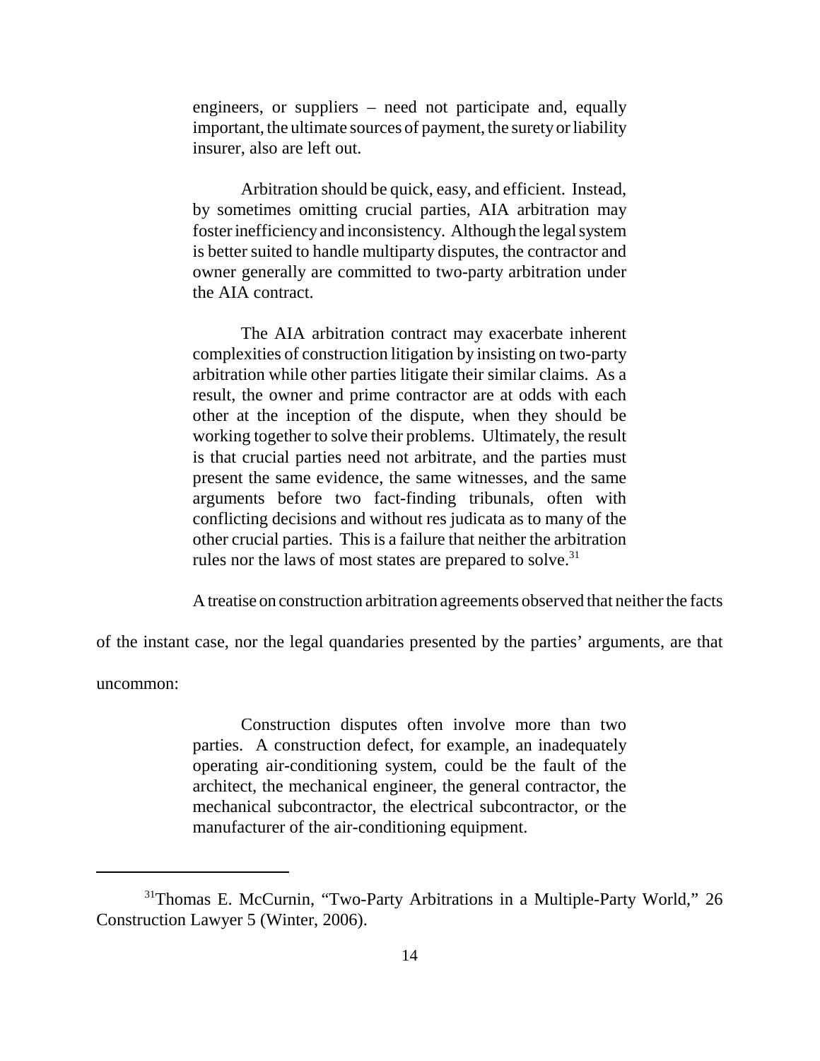> engineers, or suppliers – need not participate and, equally important, the ultimate sources of payment, the surety or liability insurer, also are left out.
>
> Arbitration should be quick, easy, and efficient. Instead, by sometimes omitting crucial parties, AIA arbitration may foster inefficiency and inconsistency. Although the legal system is better suited to handle multiparty disputes, the contractor and owner generally are committed to two-party arbitration under the AIA contract.
>
> The AIA arbitration contract may exacerbate inherent complexities of construction litigation by insisting on two-party arbitration while other parties litigate their similar claims. As a result, the owner and prime contractor are at odds with each other at the inception of the dispute, when they should be working together to solve their problems. Ultimately, the result is that crucial parties need not arbitrate, and the parties must present the same evidence, the same witnesses, and the same arguments before two fact-finding tribunals, often with conflicting decisions and without res judicata as to many of the other crucial parties. This is a failure that neither the arbitration rules nor the laws of most states are prepared to solve.[31]

A treatise on construction arbitration agreements observed that neither the facts of the instant case, nor the legal quandaries presented by the parties' arguments, are that uncommon:

> Construction disputes often involve more than two parties. A construction defect, for example, an inadequately operating air-conditioning system, could be the fault of the architect, the mechanical engineer, the general contractor, the mechanical subcontractor, the electrical subcontractor, or the manufacturer of the air-conditioning equipment.

---

[31] Thomas E. McCurnin, "Two-Party Arbitrations in a Multiple-Party World," 26 Construction Lawyer 5 (Winter, 2006).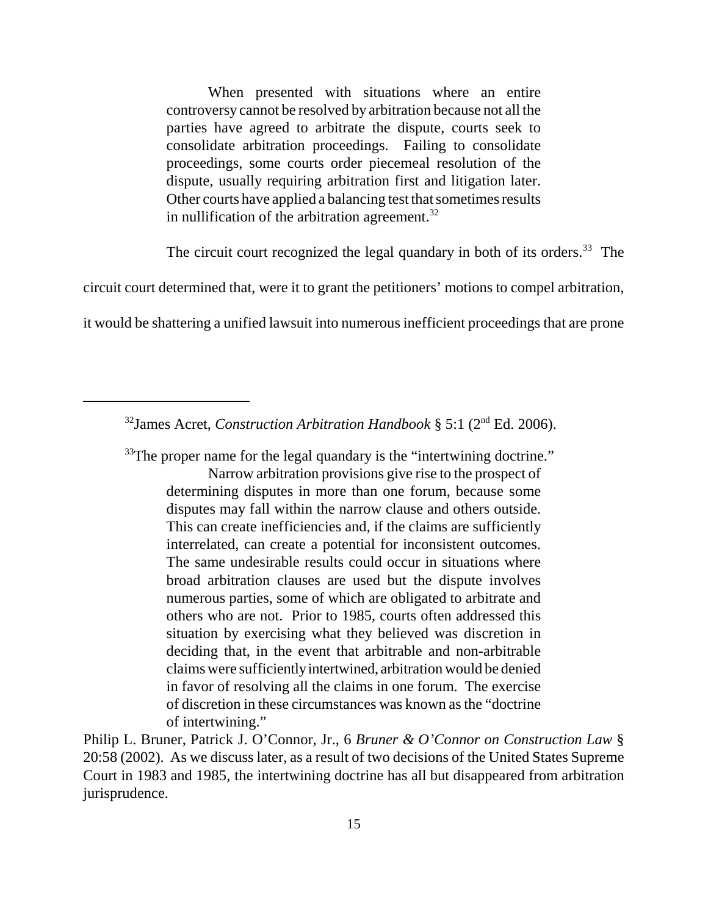> When presented with situations where an entire controversy cannot be resolved by arbitration because not all the parties have agreed to arbitrate the dispute, courts seek to consolidate arbitration proceedings. Failing to consolidate proceedings, some courts order piecemeal resolution of the dispute, usually requiring arbitration first and litigation later. Other courts have applied a balancing test that sometimes results in nullification of the arbitration agreement.[32]

The circuit court recognized the legal quandary in both of its orders.[33] The circuit court determined that, were it to grant the petitioners' motions to compel arbitration, it would be shattering a unified lawsuit into numerous inefficient proceedings that are prone

---

[32]James Acret, *Construction Arbitration Handbook* § 5:1 (2nd Ed. 2006).

[33]The proper name for the legal quandary is the "intertwining doctrine."

> Narrow arbitration provisions give rise to the prospect of determining disputes in more than one forum, because some disputes may fall within the narrow clause and others outside. This can create inefficiencies and, if the claims are sufficiently interrelated, can create a potential for inconsistent outcomes. The same undesirable results could occur in situations where broad arbitration clauses are used but the dispute involves numerous parties, some of which are obligated to arbitrate and others who are not. Prior to 1985, courts often addressed this situation by exercising what they believed was discretion in deciding that, in the event that arbitrable and non-arbitrable claims were sufficiently intertwined, arbitration would be denied in favor of resolving all the claims in one forum. The exercise of discretion in these circumstances was known as the "doctrine of intertwining."

Philip L. Bruner, Patrick J. O'Connor, Jr., 6 *Bruner & O'Connor on Construction Law* § 20:58 (2002). As we discuss later, as a result of two decisions of the United States Supreme Court in 1983 and 1985, the intertwining doctrine has all but disappeared from arbitration jurisprudence.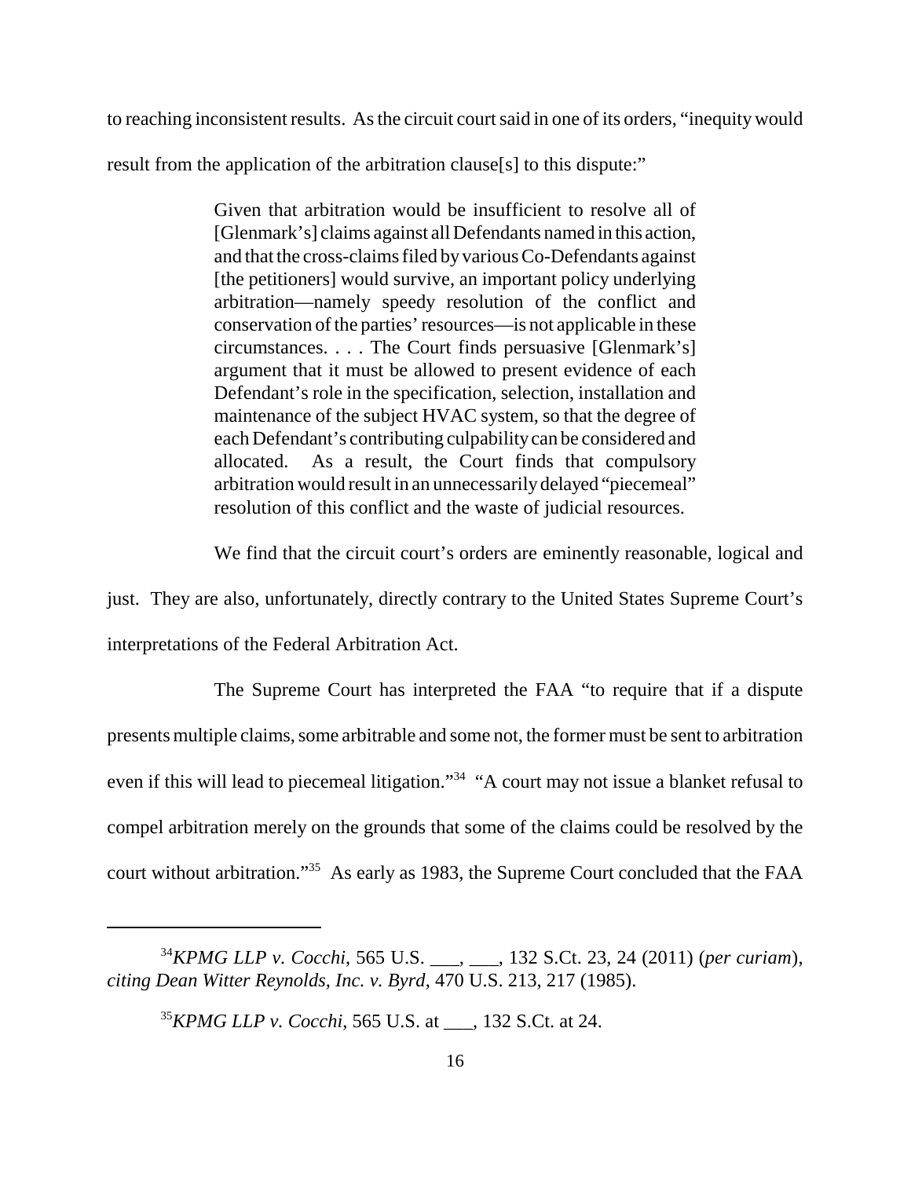to reaching inconsistent results. As the circuit court said in one of its orders, "inequity would result from the application of the arbitration clause[s] to this dispute:"

> Given that arbitration would be insufficient to resolve all of [Glenmark's] claims against all Defendants named in this action, and that the cross-claims filed by various Co-Defendants against [the petitioners] would survive, an important policy underlying arbitration—namely speedy resolution of the conflict and conservation of the parties' resources—is not applicable in these circumstances. . . . The Court finds persuasive [Glenmark's] argument that it must be allowed to present evidence of each Defendant's role in the specification, selection, installation and maintenance of the subject HVAC system, so that the degree of each Defendant's contributing culpability can be considered and allocated. As a result, the Court finds that compulsory arbitration would result in an unnecessarily delayed "piecemeal" resolution of this conflict and the waste of judicial resources.

We find that the circuit court's orders are eminently reasonable, logical and just. They are also, unfortunately, directly contrary to the United States Supreme Court's interpretations of the Federal Arbitration Act.

The Supreme Court has interpreted the FAA "to require that if a dispute presents multiple claims, some arbitrable and some not, the former must be sent to arbitration even if this will lead to piecemeal litigation."[34] "A court may not issue a blanket refusal to compel arbitration merely on the grounds that some of the claims could be resolved by the court without arbitration."[35] As early as 1983, the Supreme Court concluded that the FAA

---

[34] *KPMG LLP v. Cocchi*, 565 U.S. ___, ___, 132 S.Ct. 23, 24 (2011) (*per curiam*), *citing Dean Witter Reynolds, Inc. v. Byrd*, 470 U.S. 213, 217 (1985).

[35] *KPMG LLP v. Cocchi*, 565 U.S. at ___, 132 S.Ct. at 24.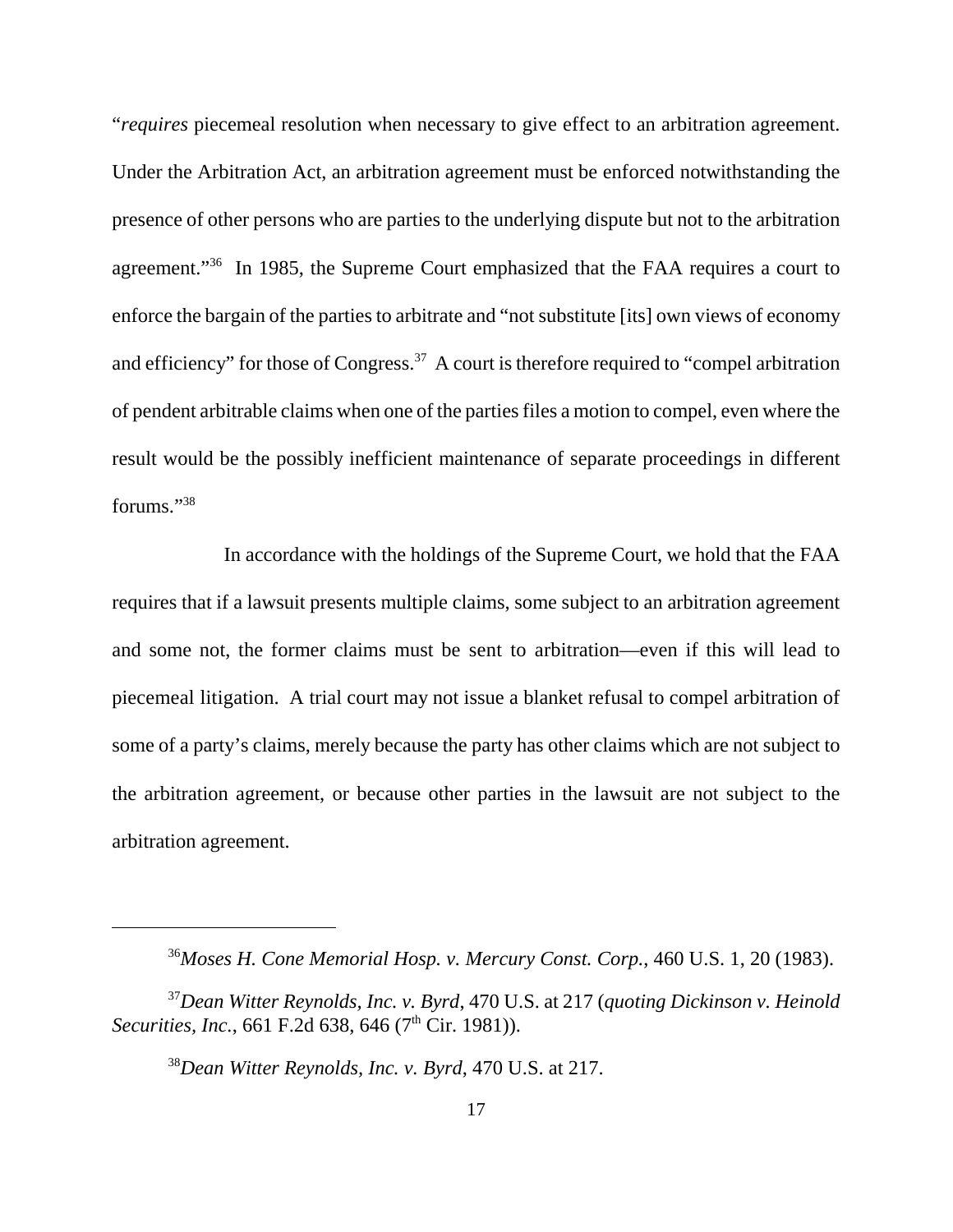"*requires* piecemeal resolution when necessary to give effect to an arbitration agreement. Under the Arbitration Act, an arbitration agreement must be enforced notwithstanding the presence of other persons who are parties to the underlying dispute but not to the arbitration agreement."[36] In 1985, the Supreme Court emphasized that the FAA requires a court to enforce the bargain of the parties to arbitrate and "not substitute [its] own views of economy and efficiency" for those of Congress.[37] A court is therefore required to "compel arbitration of pendent arbitrable claims when one of the parties files a motion to compel, even where the result would be the possibly inefficient maintenance of separate proceedings in different forums."[38]

In accordance with the holdings of the Supreme Court, we hold that the FAA requires that if a lawsuit presents multiple claims, some subject to an arbitration agreement and some not, the former claims must be sent to arbitration—even if this will lead to piecemeal litigation. A trial court may not issue a blanket refusal to compel arbitration of some of a party's claims, merely because the party has other claims which are not subject to the arbitration agreement, or because other parties in the lawsuit are not subject to the arbitration agreement.

---

[36] *Moses H. Cone Memorial Hosp. v. Mercury Const. Corp.*, 460 U.S. 1, 20 (1983).

[37] *Dean Witter Reynolds, Inc. v. Byrd*, 470 U.S. at 217 (*quoting Dickinson v. Heinold Securities, Inc.*, 661 F.2d 638, 646 (7th Cir. 1981)).

[38] *Dean Witter Reynolds, Inc. v. Byrd*, 470 U.S. at 217.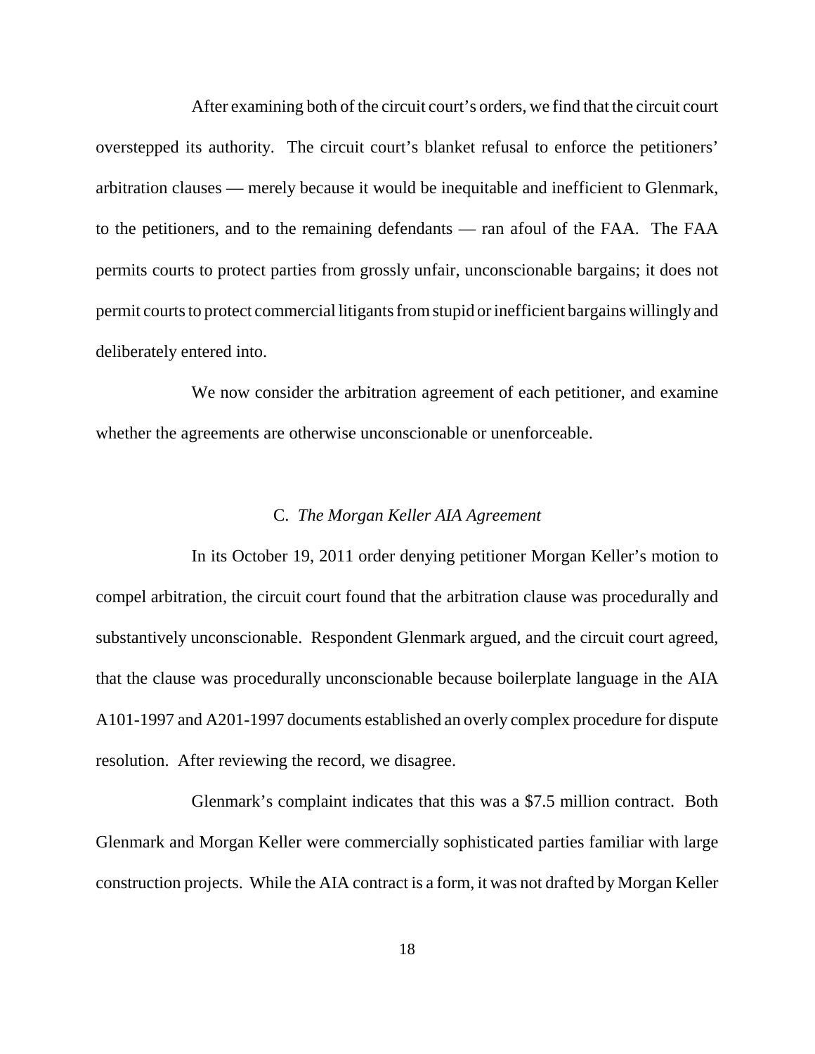After examining both of the circuit court's orders, we find that the circuit court overstepped its authority. The circuit court's blanket refusal to enforce the petitioners' arbitration clauses — merely because it would be inequitable and inefficient to Glenmark, to the petitioners, and to the remaining defendants — ran afoul of the FAA. The FAA permits courts to protect parties from grossly unfair, unconscionable bargains; it does not permit courts to protect commercial litigants from stupid or inefficient bargains willingly and deliberately entered into.

We now consider the arbitration agreement of each petitioner, and examine whether the agreements are otherwise unconscionable or unenforceable.

### C. *The Morgan Keller AIA Agreement*

In its October 19, 2011 order denying petitioner Morgan Keller's motion to compel arbitration, the circuit court found that the arbitration clause was procedurally and substantively unconscionable. Respondent Glenmark argued, and the circuit court agreed, that the clause was procedurally unconscionable because boilerplate language in the AIA A101-1997 and A201-1997 documents established an overly complex procedure for dispute resolution. After reviewing the record, we disagree.

Glenmark's complaint indicates that this was a $7.5 million contract. Both Glenmark and Morgan Keller were commercially sophisticated parties familiar with large construction projects. While the AIA contract is a form, it was not drafted by Morgan Keller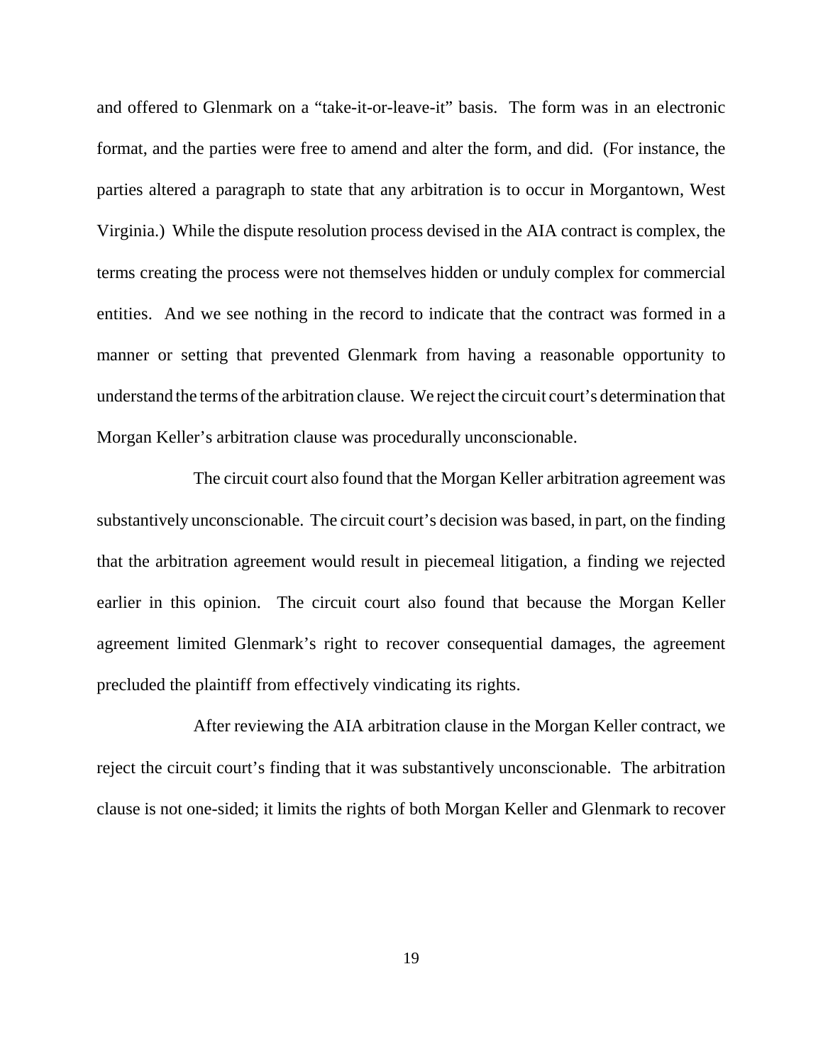and offered to Glenmark on a "take-it-or-leave-it" basis. The form was in an electronic format, and the parties were free to amend and alter the form, and did. (For instance, the parties altered a paragraph to state that any arbitration is to occur in Morgantown, West Virginia.) While the dispute resolution process devised in the AIA contract is complex, the terms creating the process were not themselves hidden or unduly complex for commercial entities. And we see nothing in the record to indicate that the contract was formed in a manner or setting that prevented Glenmark from having a reasonable opportunity to understand the terms of the arbitration clause. We reject the circuit court's determination that Morgan Keller's arbitration clause was procedurally unconscionable.

The circuit court also found that the Morgan Keller arbitration agreement was substantively unconscionable. The circuit court's decision was based, in part, on the finding that the arbitration agreement would result in piecemeal litigation, a finding we rejected earlier in this opinion. The circuit court also found that because the Morgan Keller agreement limited Glenmark's right to recover consequential damages, the agreement precluded the plaintiff from effectively vindicating its rights.

After reviewing the AIA arbitration clause in the Morgan Keller contract, we reject the circuit court's finding that it was substantively unconscionable. The arbitration clause is not one-sided; it limits the rights of both Morgan Keller and Glenmark to recover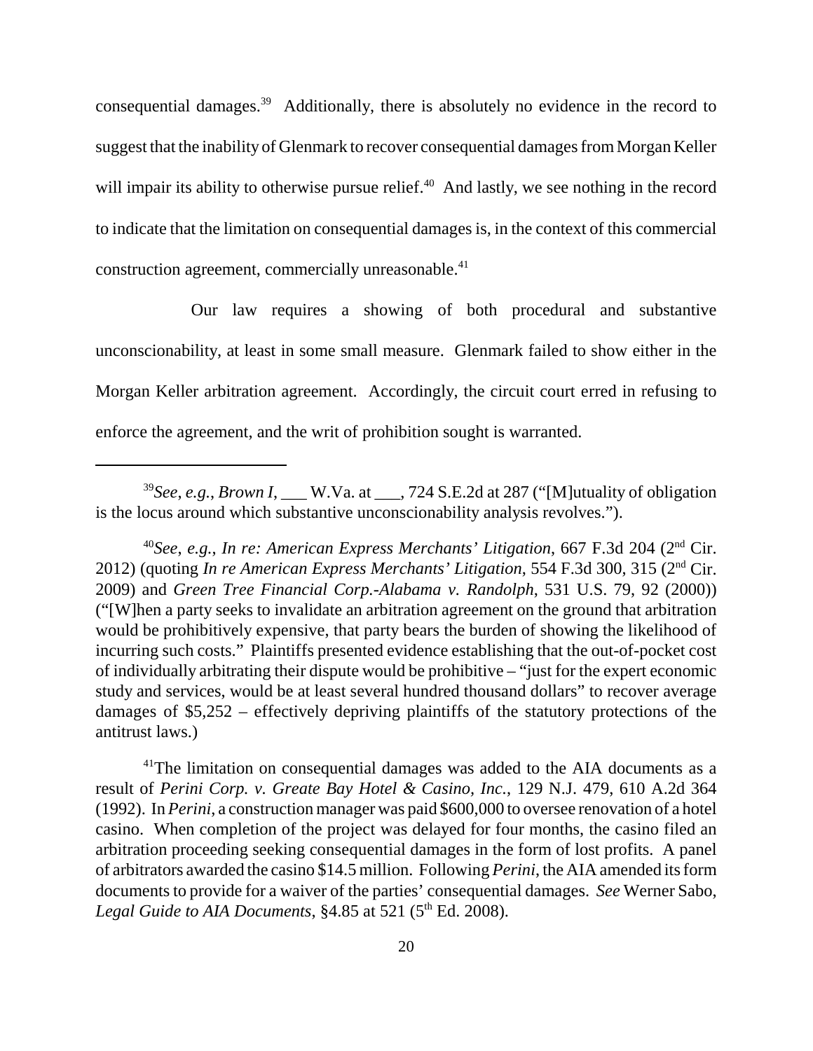consequential damages.[39] Additionally, there is absolutely no evidence in the record to suggest that the inability of Glenmark to recover consequential damages from Morgan Keller will impair its ability to otherwise pursue relief.[40] And lastly, we see nothing in the record to indicate that the limitation on consequential damages is, in the context of this commercial construction agreement, commercially unreasonable.[41]

Our law requires a showing of both procedural and substantive unconscionability, at least in some small measure. Glenmark failed to show either in the Morgan Keller arbitration agreement. Accordingly, the circuit court erred in refusing to enforce the agreement, and the writ of prohibition sought is warranted.

---

[39]*See*, *e.g.*, *Brown I*, ___ W.Va. at ___, 724 S.E.2d at 287 ("[M]utuality of obligation is the locus around which substantive unconscionability analysis revolves.").

[40]*See*, *e.g.*, *In re: American Express Merchants' Litigation*, 667 F.3d 204 (2nd Cir. 2012) (quoting *In re American Express Merchants' Litigation*, 554 F.3d 300, 315 (2nd Cir. 2009) and *Green Tree Financial Corp.-Alabama v. Randolph*, 531 U.S. 79, 92 (2000)) ("[W]hen a party seeks to invalidate an arbitration agreement on the ground that arbitration would be prohibitively expensive, that party bears the burden of showing the likelihood of incurring such costs." Plaintiffs presented evidence establishing that the out-of-pocket cost of individually arbitrating their dispute would be prohibitive – "just for the expert economic study and services, would be at least several hundred thousand dollars" to recover average damages of $5,252 – effectively depriving plaintiffs of the statutory protections of the antitrust laws.)

[41]The limitation on consequential damages was added to the AIA documents as a result of *Perini Corp. v. Greate Bay Hotel & Casino, Inc.*, 129 N.J. 479, 610 A.2d 364 (1992). In *Perini*, a construction manager was paid $600,000 to oversee renovation of a hotel casino. When completion of the project was delayed for four months, the casino filed an arbitration proceeding seeking consequential damages in the form of lost profits. A panel of arbitrators awarded the casino $14.5 million. Following *Perini*, the AIA amended its form documents to provide for a waiver of the parties' consequential damages. *See* Werner Sabo, *Legal Guide to AIA Documents*, §4.85 at 521 (5th Ed. 2008).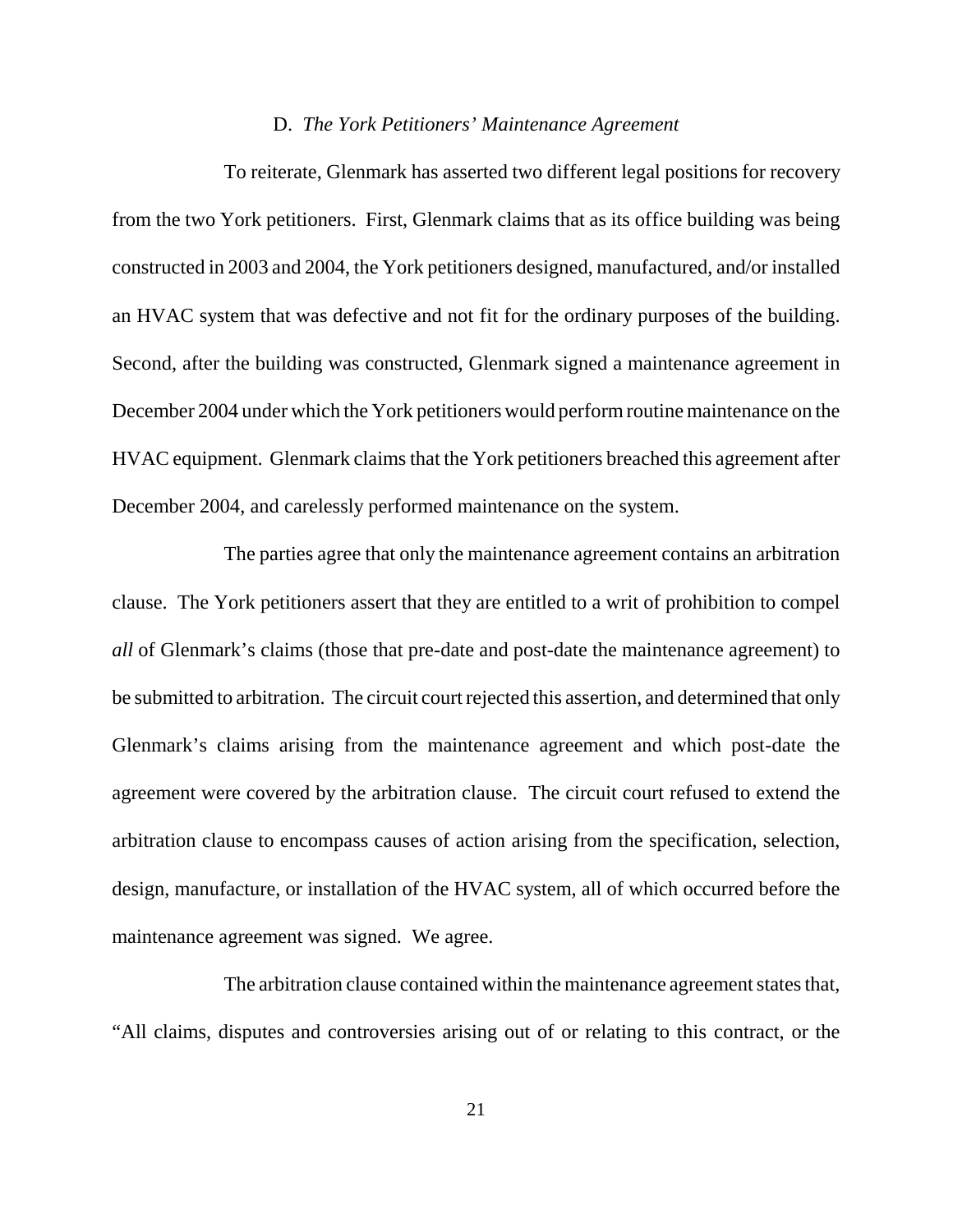### D. *The York Petitioners' Maintenance Agreement*

To reiterate, Glenmark has asserted two different legal positions for recovery from the two York petitioners. First, Glenmark claims that as its office building was being constructed in 2003 and 2004, the York petitioners designed, manufactured, and/or installed an HVAC system that was defective and not fit for the ordinary purposes of the building. Second, after the building was constructed, Glenmark signed a maintenance agreement in December 2004 under which the York petitioners would perform routine maintenance on the HVAC equipment. Glenmark claims that the York petitioners breached this agreement after December 2004, and carelessly performed maintenance on the system.

The parties agree that only the maintenance agreement contains an arbitration clause. The York petitioners assert that they are entitled to a writ of prohibition to compel *all* of Glenmark's claims (those that pre-date and post-date the maintenance agreement) to be submitted to arbitration. The circuit court rejected this assertion, and determined that only Glenmark's claims arising from the maintenance agreement and which post-date the agreement were covered by the arbitration clause. The circuit court refused to extend the arbitration clause to encompass causes of action arising from the specification, selection, design, manufacture, or installation of the HVAC system, all of which occurred before the maintenance agreement was signed. We agree.

The arbitration clause contained within the maintenance agreement states that, "All claims, disputes and controversies arising out of or relating to this contract, or the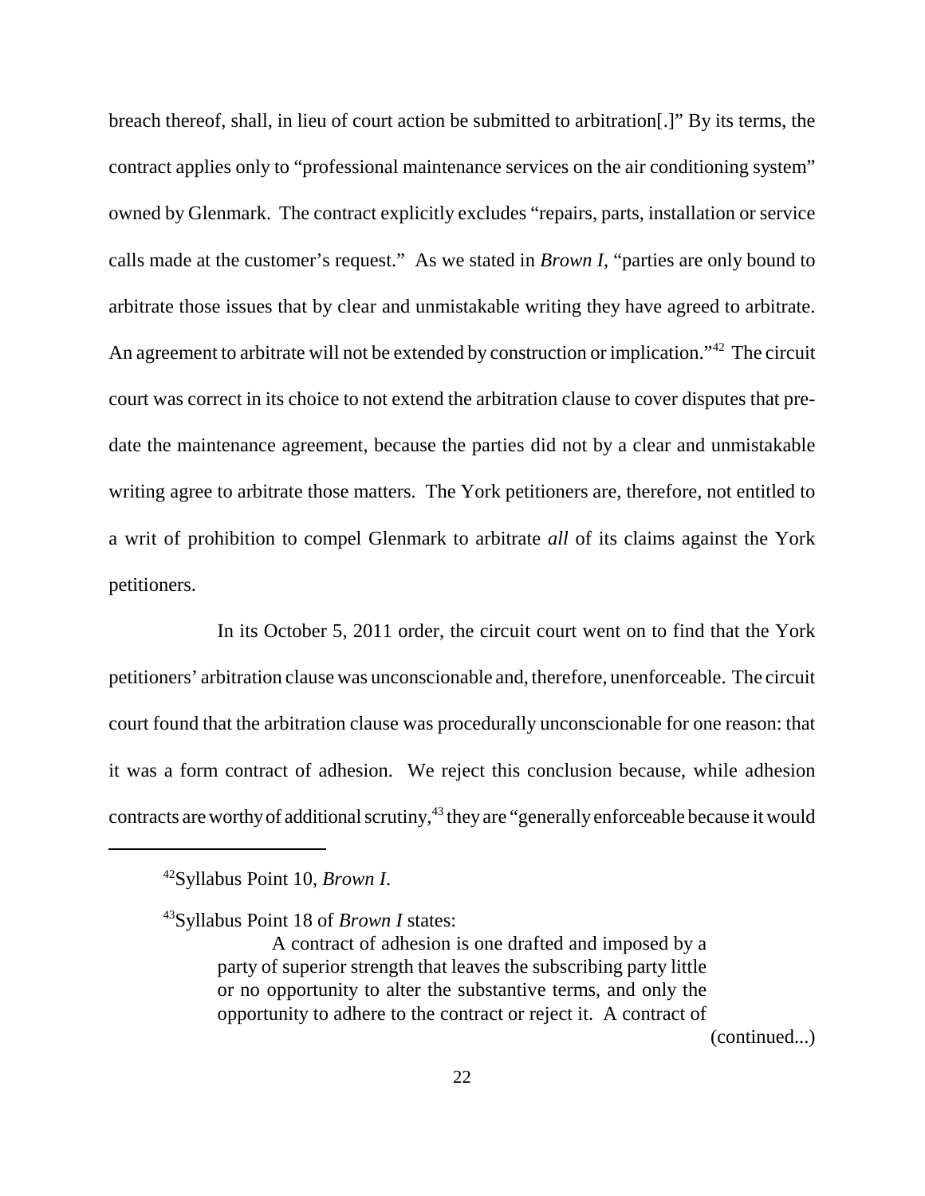breach thereof, shall, in lieu of court action be submitted to arbitration[.]" By its terms, the contract applies only to "professional maintenance services on the air conditioning system" owned by Glenmark. The contract explicitly excludes "repairs, parts, installation or service calls made at the customer's request." As we stated in *Brown I*, "parties are only bound to arbitrate those issues that by clear and unmistakable writing they have agreed to arbitrate. An agreement to arbitrate will not be extended by construction or implication."[42] The circuit court was correct in its choice to not extend the arbitration clause to cover disputes that pre-date the maintenance agreement, because the parties did not by a clear and unmistakable writing agree to arbitrate those matters. The York petitioners are, therefore, not entitled to a writ of prohibition to compel Glenmark to arbitrate *all* of its claims against the York petitioners.

In its October 5, 2011 order, the circuit court went on to find that the York petitioners' arbitration clause was unconscionable and, therefore, unenforceable. The circuit court found that the arbitration clause was procedurally unconscionable for one reason: that it was a form contract of adhesion. We reject this conclusion because, while adhesion contracts are worthy of additional scrutiny,[43] they are "generally enforceable because it would

---

[42]Syllabus Point 10, *Brown I*.

[43]Syllabus Point 18 of *Brown I* states:

> A contract of adhesion is one drafted and imposed by a party of superior strength that leaves the subscribing party little or no opportunity to alter the substantive terms, and only the opportunity to adhere to the contract or reject it. A contract of

(continued...)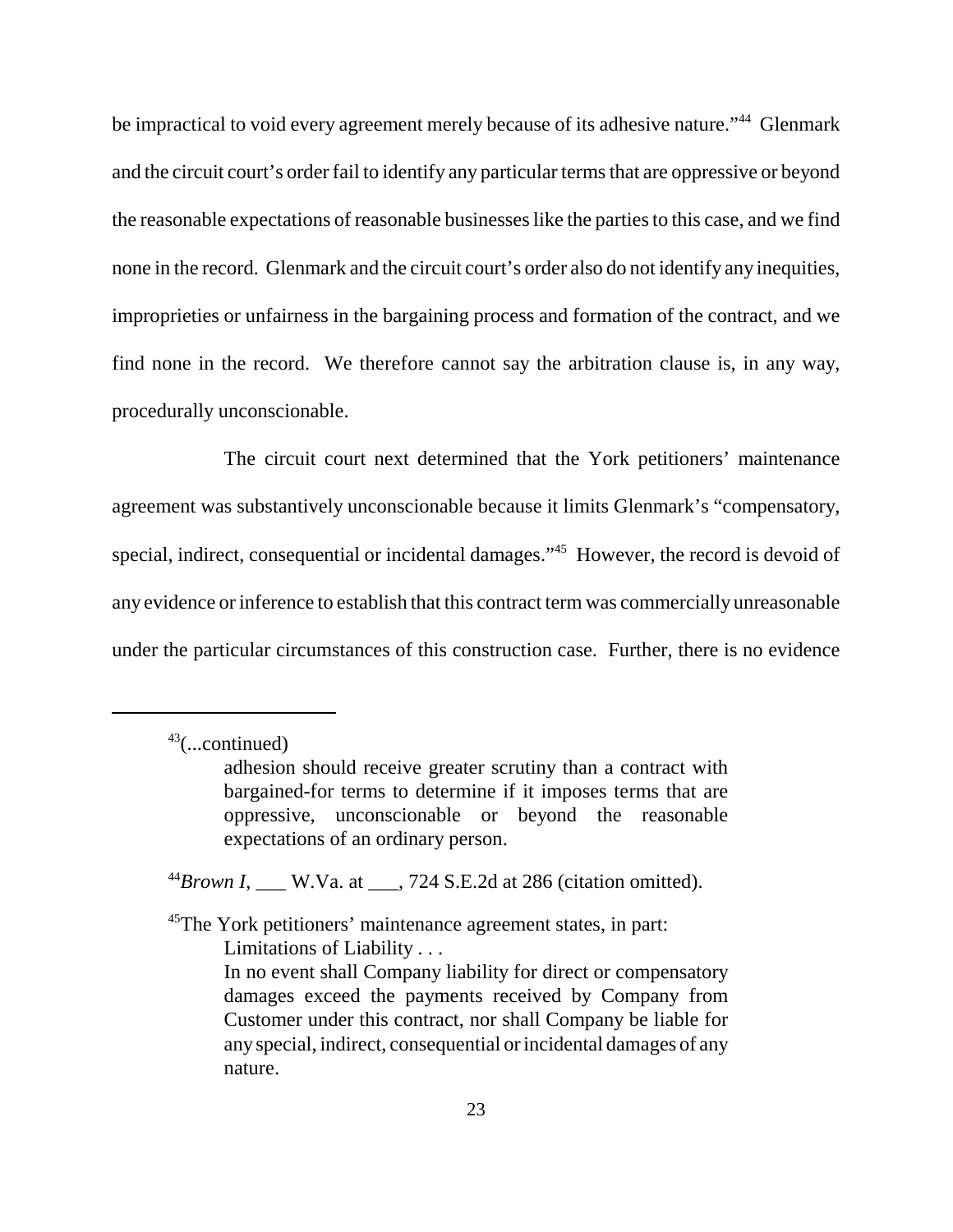be impractical to void every agreement merely because of its adhesive nature."[44] Glenmark and the circuit court's order fail to identify any particular terms that are oppressive or beyond the reasonable expectations of reasonable businesses like the parties to this case, and we find none in the record. Glenmark and the circuit court's order also do not identify any inequities, improprieties or unfairness in the bargaining process and formation of the contract, and we find none in the record. We therefore cannot say the arbitration clause is, in any way, procedurally unconscionable.

The circuit court next determined that the York petitioners' maintenance agreement was substantively unconscionable because it limits Glenmark's "compensatory, special, indirect, consequential or incidental damages."[45] However, the record is devoid of any evidence or inference to establish that this contract term was commercially unreasonable under the particular circumstances of this construction case. Further, there is no evidence

---

[43](...continued)

> adhesion should receive greater scrutiny than a contract with bargained-for terms to determine if it imposes terms that are oppressive, unconscionable or beyond the reasonable expectations of an ordinary person.

[44]*Brown I*, ___ W.Va. at ___, 724 S.E.2d at 286 (citation omitted).

[45]The York petitioners' maintenance agreement states, in part:

> Limitations of Liability . . .
>
> In no event shall Company liability for direct or compensatory damages exceed the payments received by Company from Customer under this contract, nor shall Company be liable for any special, indirect, consequential or incidental damages of any nature.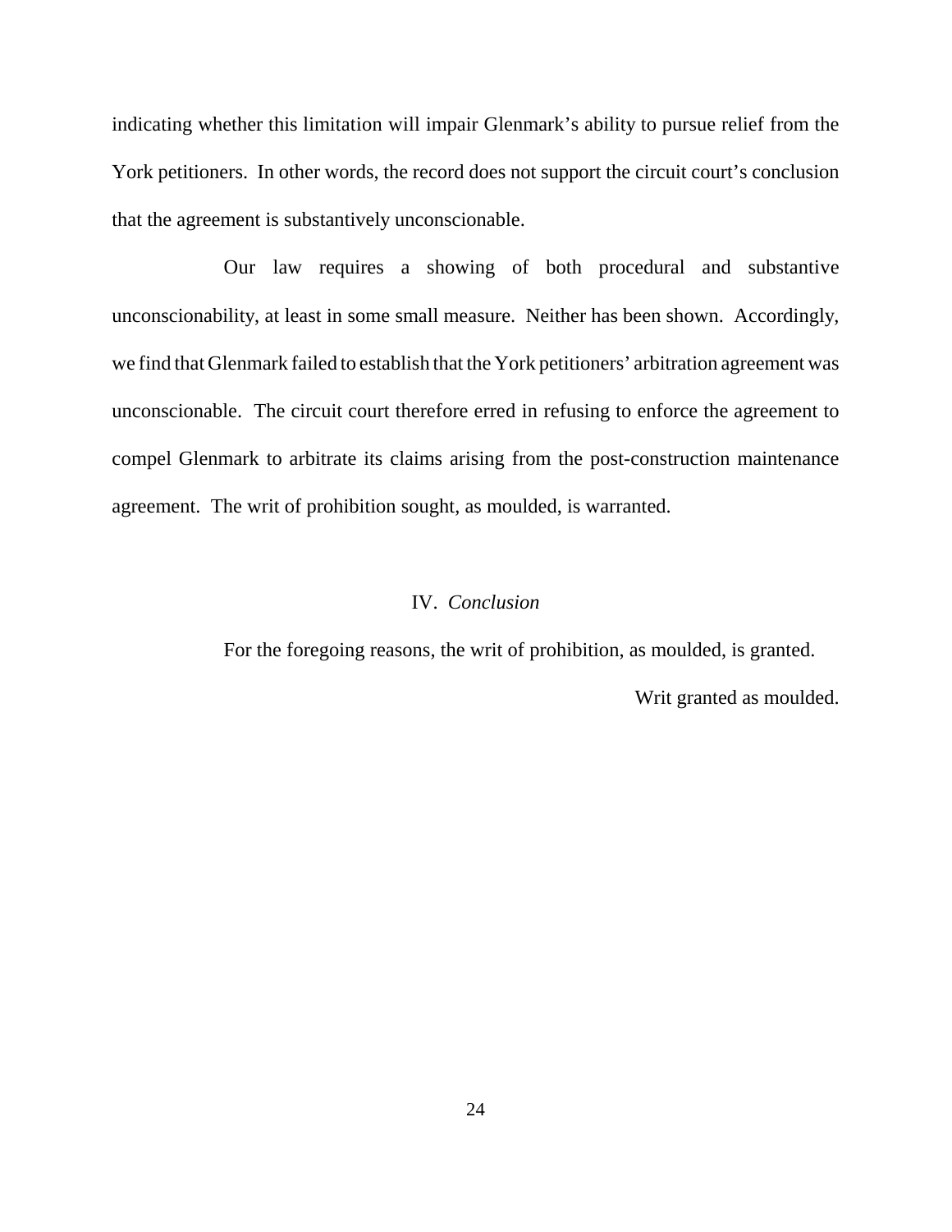indicating whether this limitation will impair Glenmark's ability to pursue relief from the York petitioners. In other words, the record does not support the circuit court's conclusion that the agreement is substantively unconscionable.

Our law requires a showing of both procedural and substantive unconscionability, at least in some small measure. Neither has been shown. Accordingly, we find that Glenmark failed to establish that the York petitioners' arbitration agreement was unconscionable. The circuit court therefore erred in refusing to enforce the agreement to compel Glenmark to arbitrate its claims arising from the post-construction maintenance agreement. The writ of prohibition sought, as moulded, is warranted.

## IV. *Conclusion*

For the foregoing reasons, the writ of prohibition, as moulded, is granted.

Writ granted as moulded.